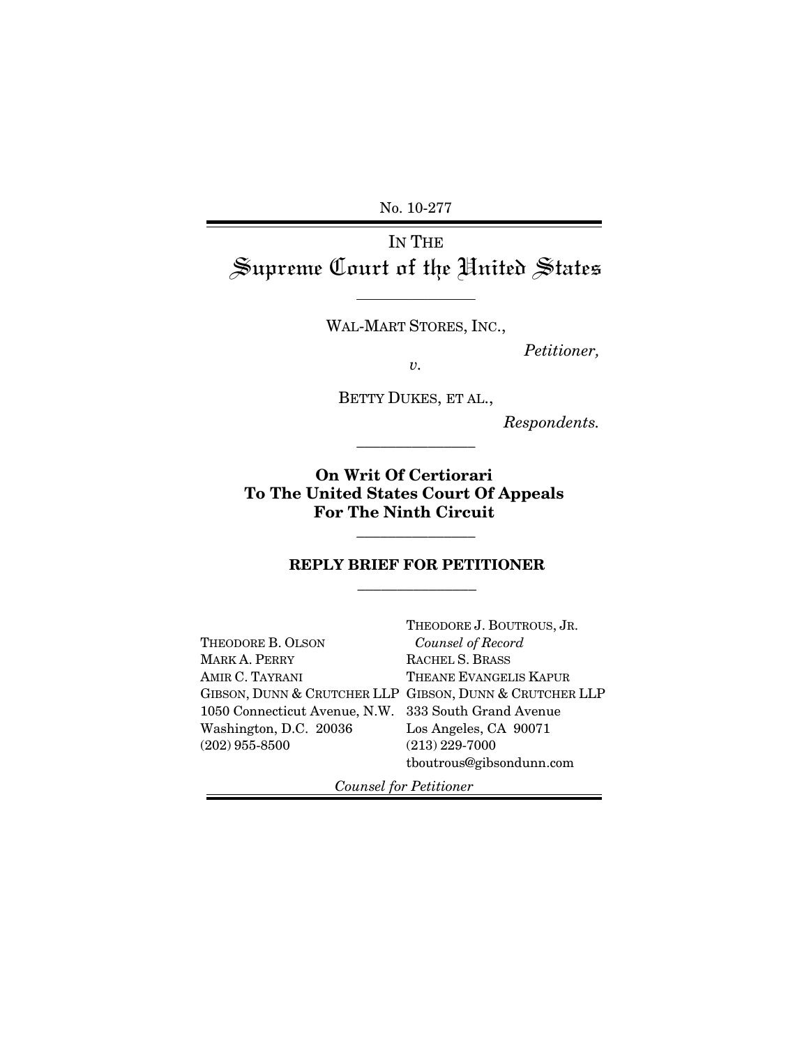No. 10-277

# IN THE Supreme Court of the United States

---

WAL-MART STORES, INC.,

*Petitioner,*

*v.*

BETTY DUKES, ET AL.,

*Respondents.*

---

**On Writ Of Certiorari To The United States Court Of Appeals For The Ninth Circuit**

---

## REPLY BRIEF FOR PETITIONER

---

THEODORE B. OLSON
MARK A. PERRY
AMIR C. TAYRANI
GIBSON, DUNN & CRUTCHER LLP
1050 Connecticut Avenue, N.W.
Washington, D.C. 20036
(202) 955-8500

THEODORE J. BOUTROUS, JR.
*Counsel of Record*
RACHEL S. BRASS
THEANE EVANGELIS KAPUR
GIBSON, DUNN & CRUTCHER LLP
333 South Grand Avenue
Los Angeles, CA 90071
(213) 229-7000
tboutrous@gibsondunn.com

*Counsel for Petitioner*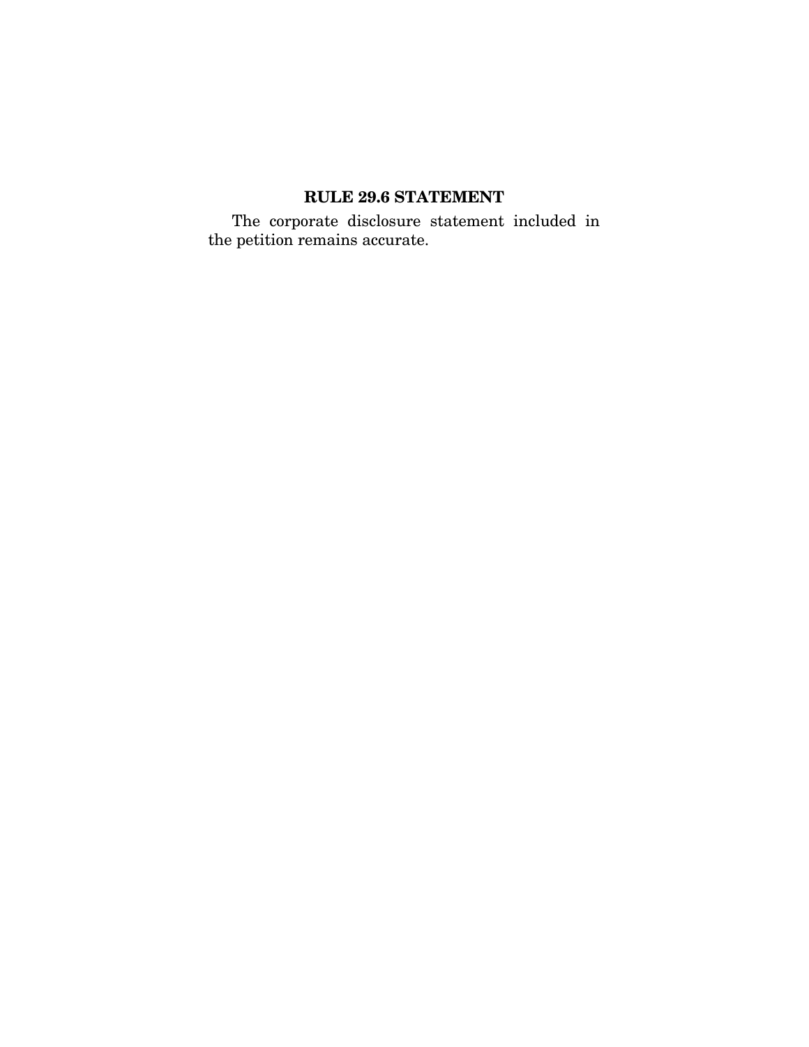## RULE 29.6 STATEMENT

The corporate disclosure statement included in the petition remains accurate.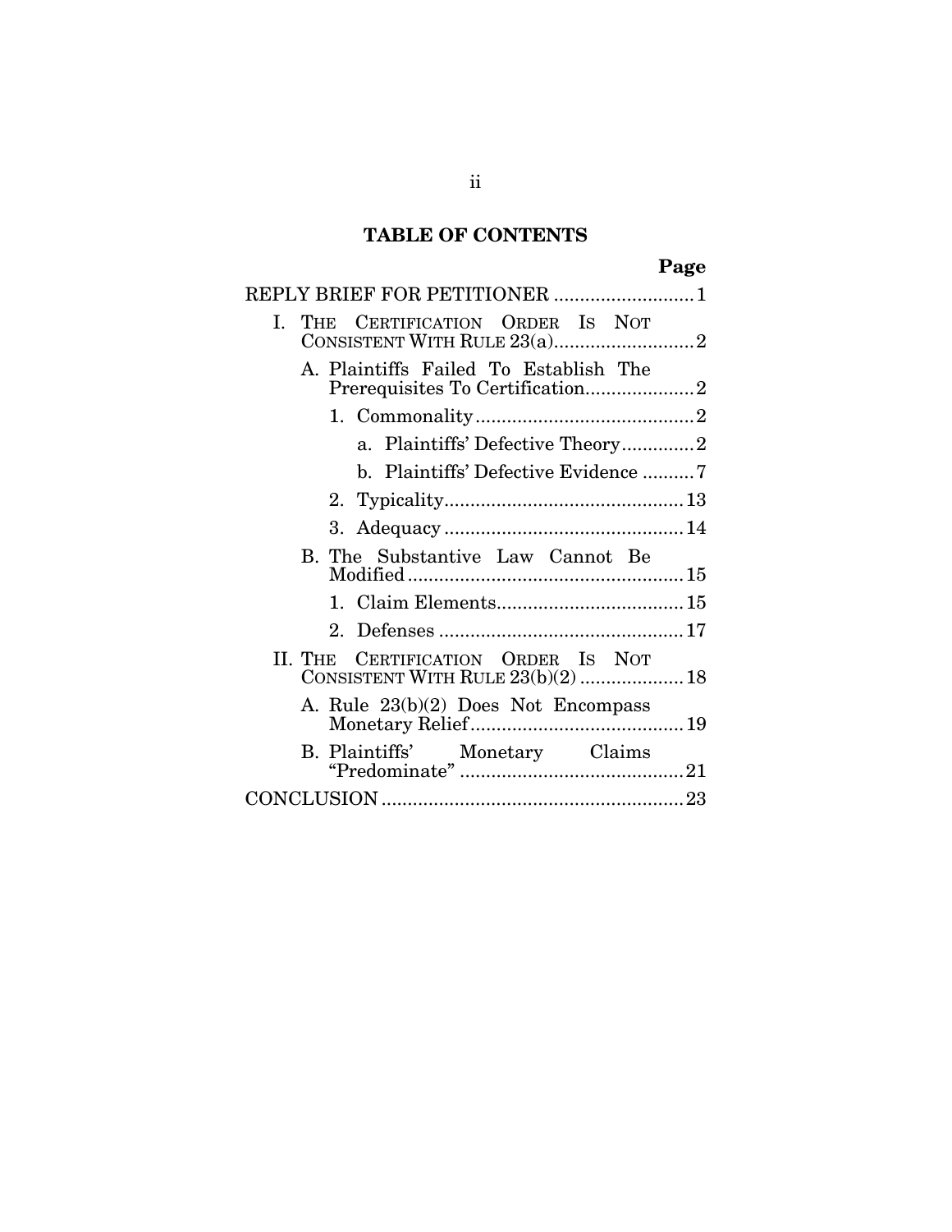## TABLE OF CONTENTS

| | Page |
|---|---|
| REPLY BRIEF FOR PETITIONER | 1 |
| I. THE CERTIFICATION ORDER IS NOT CONSISTENT WITH RULE 23(a) | 2 |
| A. Plaintiffs Failed To Establish The Prerequisites To Certification | 2 |
| 1. Commonality | 2 |
| a. Plaintiffs' Defective Theory | 2 |
| b. Plaintiffs' Defective Evidence | 7 |
| 2. Typicality | 13 |
| 3. Adequacy | 14 |
| B. The Substantive Law Cannot Be Modified | 15 |
| 1. Claim Elements | 15 |
| 2. Defenses | 17 |
| II. THE CERTIFICATION ORDER IS NOT CONSISTENT WITH RULE 23(b)(2) | 18 |
| A. Rule 23(b)(2) Does Not Encompass Monetary Relief | 19 |
| B. Plaintiffs' Monetary Claims "Predominate" | 21 |
| CONCLUSION | 23 |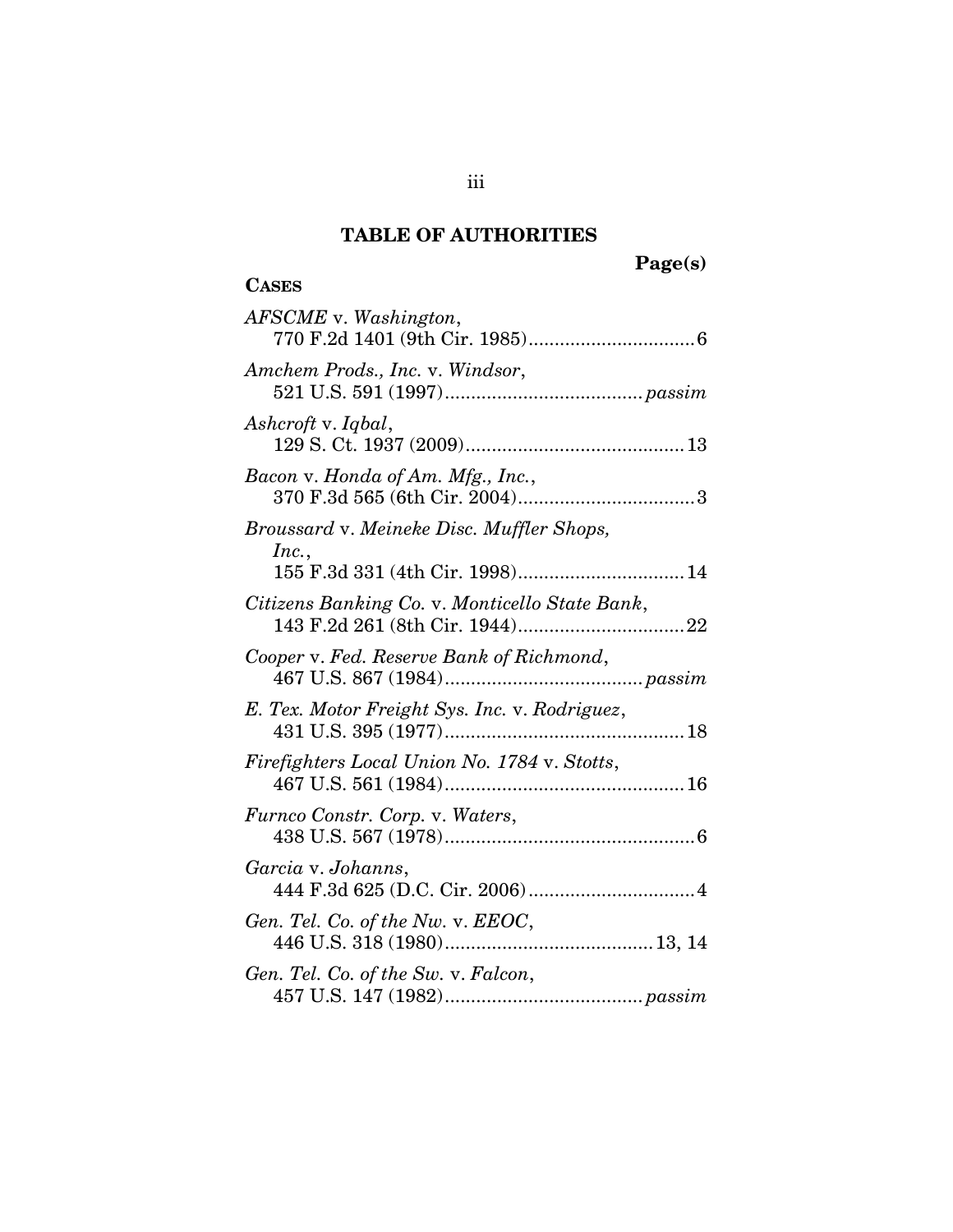## TABLE OF AUTHORITIES

Page(s)

**CASES**

*AFSCME* v. *Washington*, 770 F.2d 1401 (9th Cir. 1985) .......... 6

*Amchem Prods., Inc.* v. *Windsor*, 521 U.S. 591 (1997) .......... *passim*

*Ashcroft* v. *Iqbal*, 129 S. Ct. 1937 (2009) .......... 13

*Bacon* v. *Honda of Am. Mfg., Inc.*, 370 F.3d 565 (6th Cir. 2004) .......... 3

*Broussard* v. *Meineke Disc. Muffler Shops, Inc.*, 155 F.3d 331 (4th Cir. 1998) .......... 14

*Citizens Banking Co.* v. *Monticello State Bank*, 143 F.2d 261 (8th Cir. 1944) .......... 22

*Cooper* v. *Fed. Reserve Bank of Richmond*, 467 U.S. 867 (1984) .......... *passim*

*E. Tex. Motor Freight Sys. Inc.* v. *Rodriguez*, 431 U.S. 395 (1977) .......... 18

*Firefighters Local Union No. 1784* v. *Stotts*, 467 U.S. 561 (1984) .......... 16

*Furnco Constr. Corp.* v. *Waters*, 438 U.S. 567 (1978) .......... 6

*Garcia* v. *Johanns*, 444 F.3d 625 (D.C. Cir. 2006) .......... 4

*Gen. Tel. Co. of the Nw.* v. *EEOC*, 446 U.S. 318 (1980) .......... 13, 14

*Gen. Tel. Co. of the Sw.* v. *Falcon*, 457 U.S. 147 (1982) .......... *passim*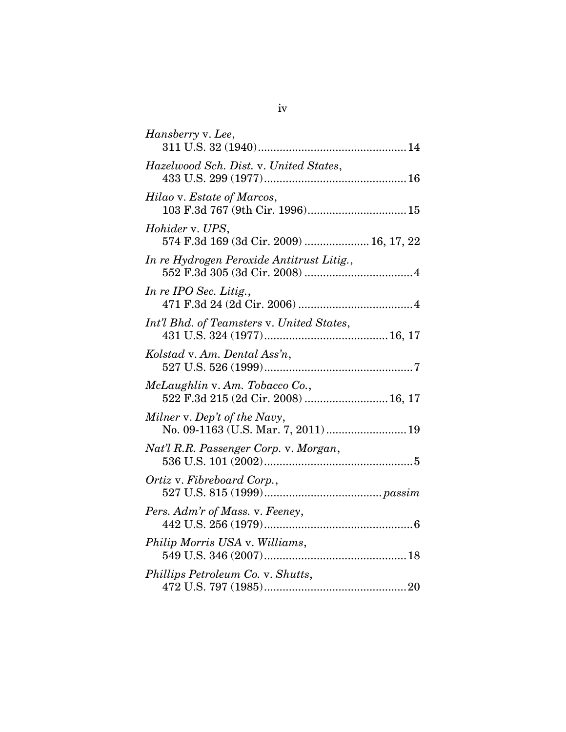*Hansberry* v. *Lee*,
311 U.S. 32 (1940)................................................14

*Hazelwood Sch. Dist.* v. *United States*,
433 U.S. 299 (1977).............................................16

*Hilao* v. *Estate of Marcos*,
103 F.3d 767 (9th Cir. 1996)................................15

*Hohider* v. *UPS*,
574 F.3d 169 (3d Cir. 2009) ..................... 16, 17, 22

*In re Hydrogen Peroxide Antitrust Litig.*,
552 F.3d 305 (3d Cir. 2008) ...................................4

*In re IPO Sec. Litig.*,
471 F.3d 24 (2d Cir. 2006) .....................................4

*Int'l Bhd. of Teamsters* v. *United States*,
431 U.S. 324 (1977)........................................16, 17

*Kolstad* v. *Am. Dental Ass'n*,
527 U.S. 526 (1999)................................................7

*McLaughlin* v. *Am. Tobacco Co.*,
522 F.3d 215 (2d Cir. 2008) ...........................16, 17

*Milner* v. *Dep't of the Navy*,
No. 09-1163 (U.S. Mar. 7, 2011)..........................19

*Nat'l R.R. Passenger Corp.* v. *Morgan*,
536 U.S. 101 (2002)................................................5

*Ortiz* v. *Fibreboard Corp.*,
527 U.S. 815 (1999)......................................*passim*

*Pers. Adm'r of Mass.* v. *Feeney*,
442 U.S. 256 (1979)................................................6

*Philip Morris USA* v. *Williams*,
549 U.S. 346 (2007)..............................................18

*Phillips Petroleum Co.* v. *Shutts*,
472 U.S. 797 (1985)..............................................20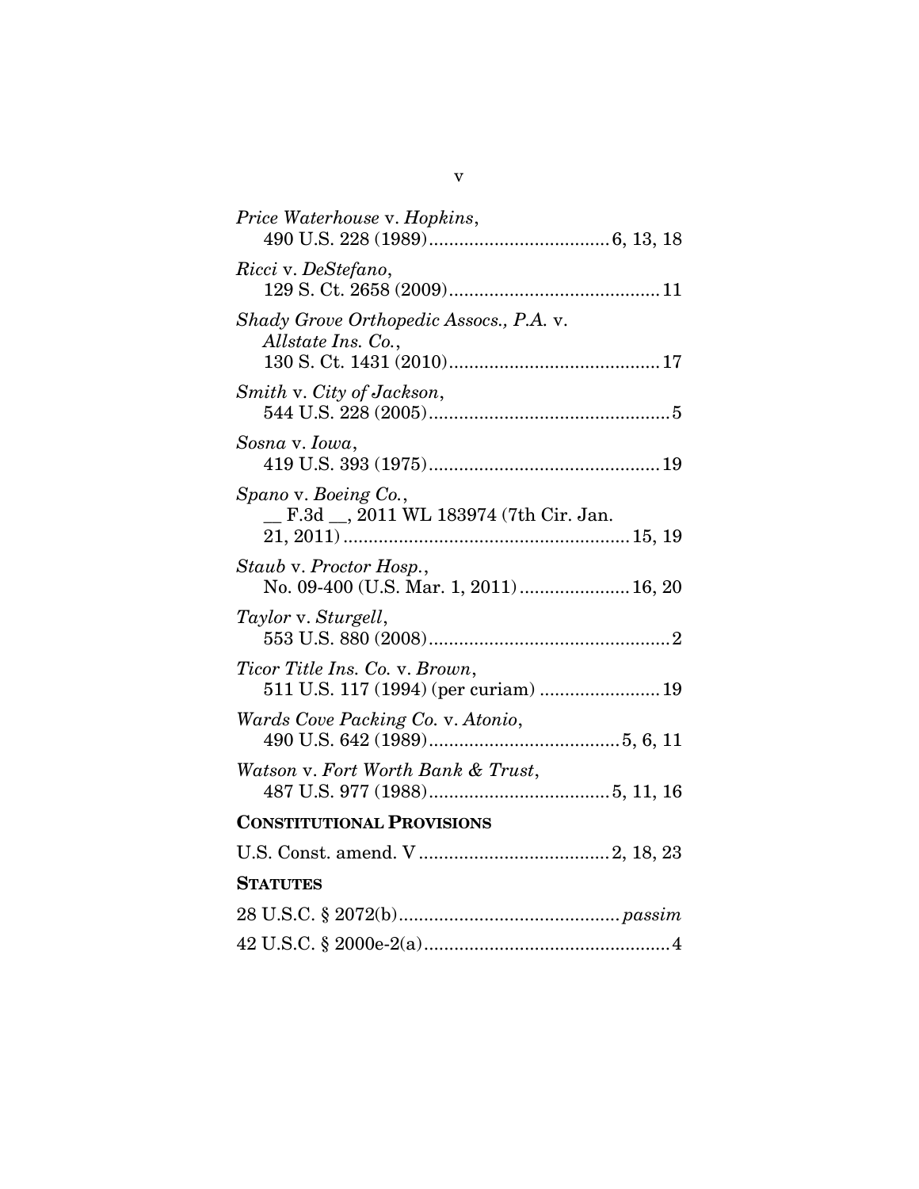*Price Waterhouse* v. *Hopkins*,
490 U.S. 228 (1989) .................................... 6, 13, 18

*Ricci* v. *DeStefano*,
129 S. Ct. 2658 (2009) .......................................... 11

*Shady Grove Orthopedic Assocs., P.A.* v. *Allstate Ins. Co.*,
130 S. Ct. 1431 (2010) .......................................... 17

*Smith* v. *City of Jackson*,
544 U.S. 228 (2005) ................................................ 5

*Sosna* v. *Iowa*,
419 U.S. 393 (1975) .............................................. 19

*Spano* v. *Boeing Co.*,
__ F.3d __, 2011 WL 183974 (7th Cir. Jan. 21, 2011) ......................................................... 15, 19

*Staub* v. *Proctor Hosp.*,
No. 09-400 (U.S. Mar. 1, 2011) ...................... 16, 20

*Taylor* v. *Sturgell*,
553 U.S. 880 (2008) ................................................ 2

*Ticor Title Ins. Co.* v. *Brown*,
511 U.S. 117 (1994) (per curiam) ........................ 19

*Wards Cove Packing Co.* v. *Atonio*,
490 U.S. 642 (1989) ...................................... 5, 6, 11

*Watson* v. *Fort Worth Bank & Trust*,
487 U.S. 977 (1988) .................................... 5, 11, 16

**CONSTITUTIONAL PROVISIONS**

U.S. Const. amend. V ..................................... 2, 18, 23

**STATUTES**

28 U.S.C. § 2072(b) ........................................... *passim*

42 U.S.C. § 2000e-2(a) ................................................ 4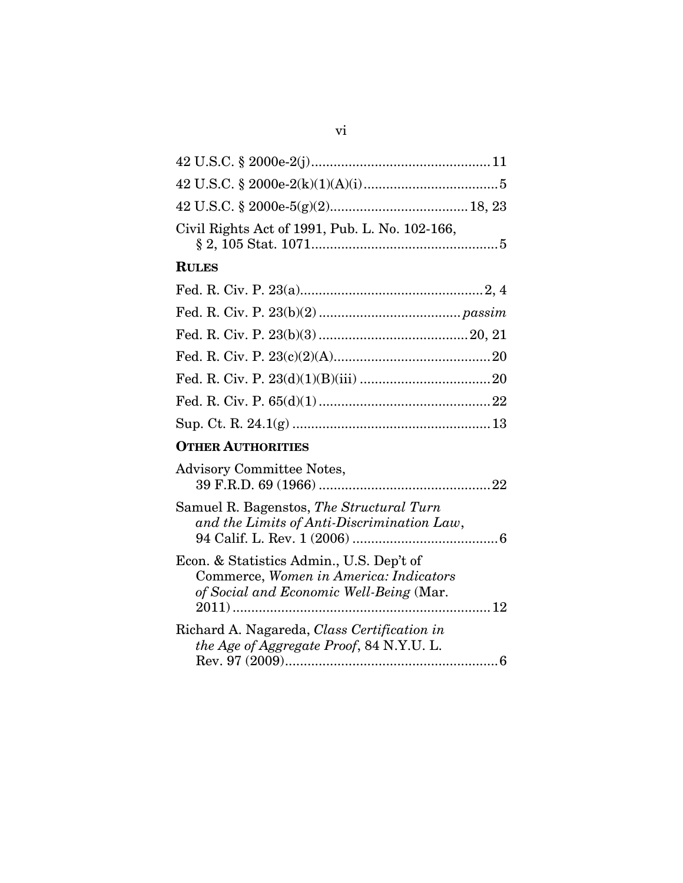42 U.S.C. § 2000e-2(j) ........................................... 11

42 U.S.C. § 2000e-2(k)(1)(A)(i) ................................... 5

42 U.S.C. § 2000e-5(g)(2) ..................................... 18, 23

Civil Rights Act of 1991, Pub. L. No. 102-166, § 2, 105 Stat. 1071 ................................................. 5

**RULES**

Fed. R. Civ. P. 23(a) ............................................... 2, 4

Fed. R. Civ. P. 23(b)(2) ..................................... *passim*

Fed. R. Civ. P. 23(b)(3) ....................................... 20, 21

Fed. R. Civ. P. 23(c)(2)(A) ......................................... 20

Fed. R. Civ. P. 23(d)(1)(B)(iii) .................................. 20

Fed. R. Civ. P. 65(d)(1) ............................................. 22

Sup. Ct. R. 24.1(g) .................................................... 13

**OTHER AUTHORITIES**

Advisory Committee Notes, 39 F.R.D. 69 (1966) ............................................. 22

Samuel R. Bagenstos, *The Structural Turn and the Limits of Anti-Discrimination Law*, 94 Calif. L. Rev. 1 (2006) ....................................... 6

Econ. & Statistics Admin., U.S. Dep't of Commerce, *Women in America: Indicators of Social and Economic Well-Being* (Mar. 2011) ..................................................................... 12

Richard A. Nagareda, *Class Certification in the Age of Aggregate Proof*, 84 N.Y.U. L. Rev. 97 (2009) ......................................................... 6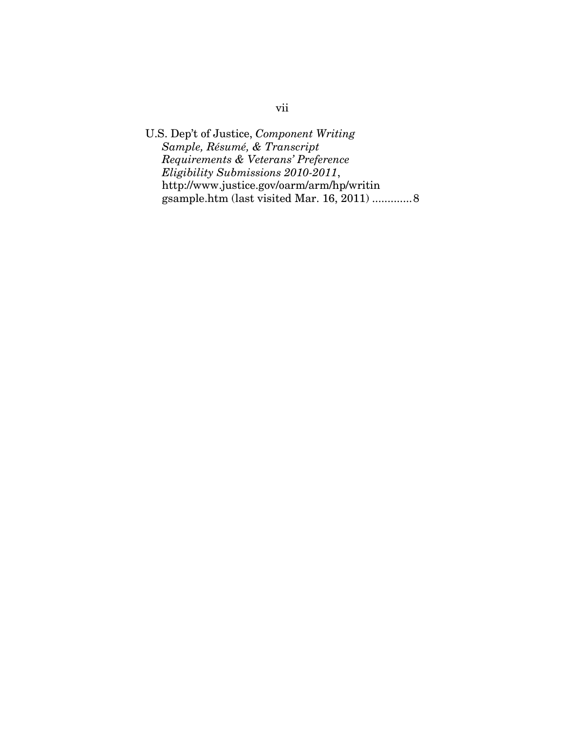U.S. Dep't of Justice, *Component Writing Sample, Résumé, & Transcript Requirements & Veterans' Preference Eligibility Submissions 2010-2011*, http://www.justice.gov/oarm/arm/hp/writingsample.htm (last visited Mar. 16, 2011) ............. 8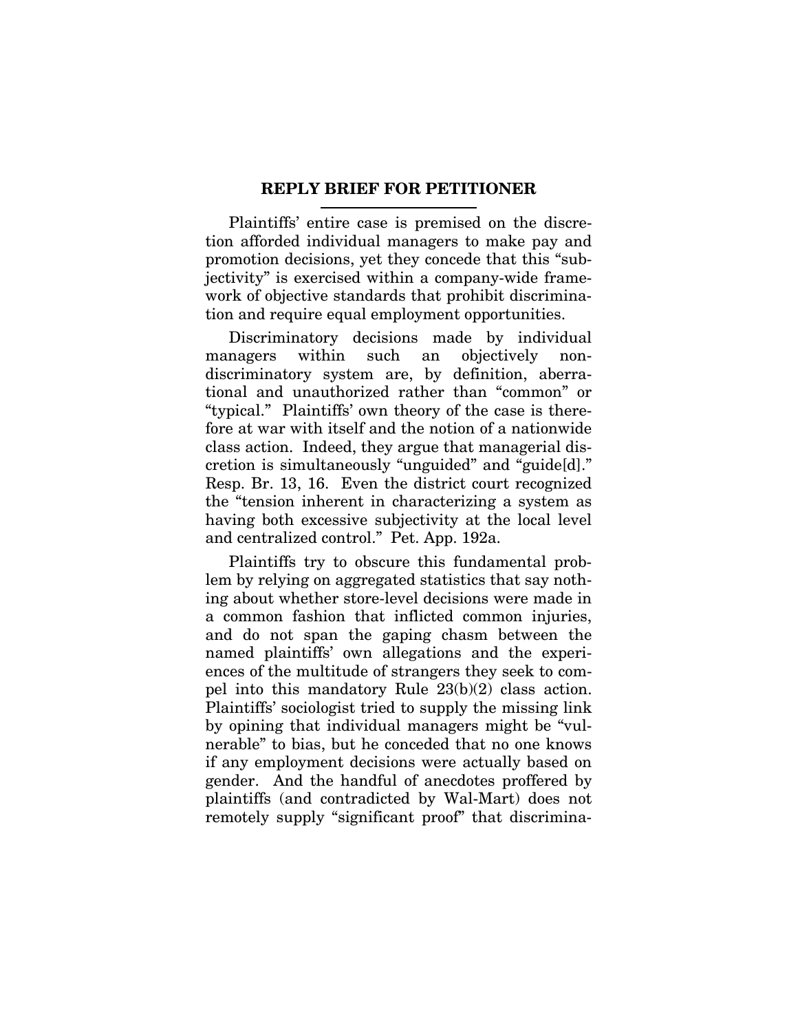## REPLY BRIEF FOR PETITIONER

Plaintiffs' entire case is premised on the discretion afforded individual managers to make pay and promotion decisions, yet they concede that this "subjectivity" is exercised within a company-wide framework of objective standards that prohibit discrimination and require equal employment opportunities.

Discriminatory decisions made by individual managers within such an objectively non-discriminatory system are, by definition, aberrational and unauthorized rather than "common" or "typical." Plaintiffs' own theory of the case is therefore at war with itself and the notion of a nationwide class action. Indeed, they argue that managerial discretion is simultaneously "unguided" and "guide[d]." Resp. Br. 13, 16. Even the district court recognized the "tension inherent in characterizing a system as having both excessive subjectivity at the local level and centralized control." Pet. App. 192a.

Plaintiffs try to obscure this fundamental problem by relying on aggregated statistics that say nothing about whether store-level decisions were made in a common fashion that inflicted common injuries, and do not span the gaping chasm between the named plaintiffs' own allegations and the experiences of the multitude of strangers they seek to compel into this mandatory Rule 23(b)(2) class action. Plaintiffs' sociologist tried to supply the missing link by opining that individual managers might be "vulnerable" to bias, but he conceded that no one knows if any employment decisions were actually based on gender. And the handful of anecdotes proffered by plaintiffs (and contradicted by Wal-Mart) does not remotely supply "significant proof" that discrimina-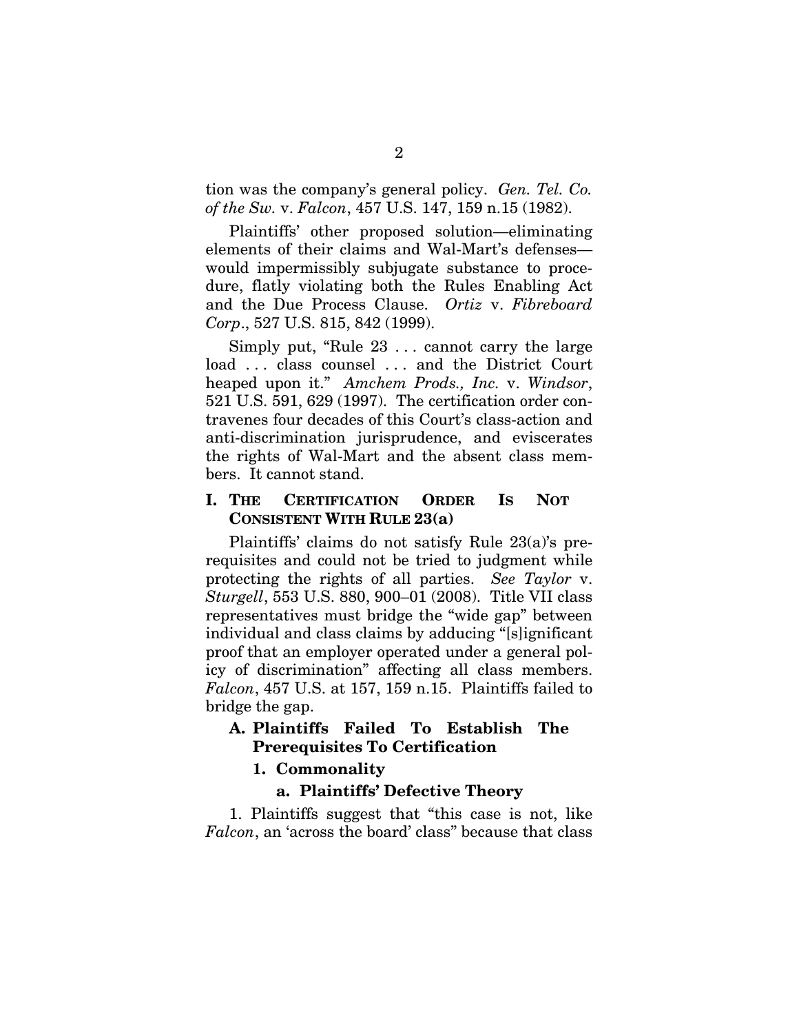tion was the company's general policy. *Gen. Tel. Co. of the Sw.* v. *Falcon*, 457 U.S. 147, 159 n.15 (1982).

Plaintiffs' other proposed solution—eliminating elements of their claims and Wal-Mart's defenses—would impermissibly subjugate substance to procedure, flatly violating both the Rules Enabling Act and the Due Process Clause. *Ortiz* v. *Fibreboard Corp*., 527 U.S. 815, 842 (1999).

Simply put, "Rule 23 . . . cannot carry the large load . . . class counsel . . . and the District Court heaped upon it." *Amchem Prods., Inc.* v. *Windsor*, 521 U.S. 591, 629 (1997). The certification order contravenes four decades of this Court's class-action and anti-discrimination jurisprudence, and eviscerates the rights of Wal-Mart and the absent class members. It cannot stand.

## I. THE CERTIFICATION ORDER IS NOT CONSISTENT WITH RULE 23(a)

Plaintiffs' claims do not satisfy Rule 23(a)'s prerequisites and could not be tried to judgment while protecting the rights of all parties. *See Taylor* v. *Sturgell*, 553 U.S. 880, 900–01 (2008). Title VII class representatives must bridge the "wide gap" between individual and class claims by adducing "[s]ignificant proof that an employer operated under a general policy of discrimination" affecting all class members. *Falcon*, 457 U.S. at 157, 159 n.15. Plaintiffs failed to bridge the gap.

### A. Plaintiffs Failed To Establish The Prerequisites To Certification

#### 1. Commonality

##### a. Plaintiffs' Defective Theory

1. Plaintiffs suggest that "this case is not, like *Falcon*, an 'across the board' class" because that class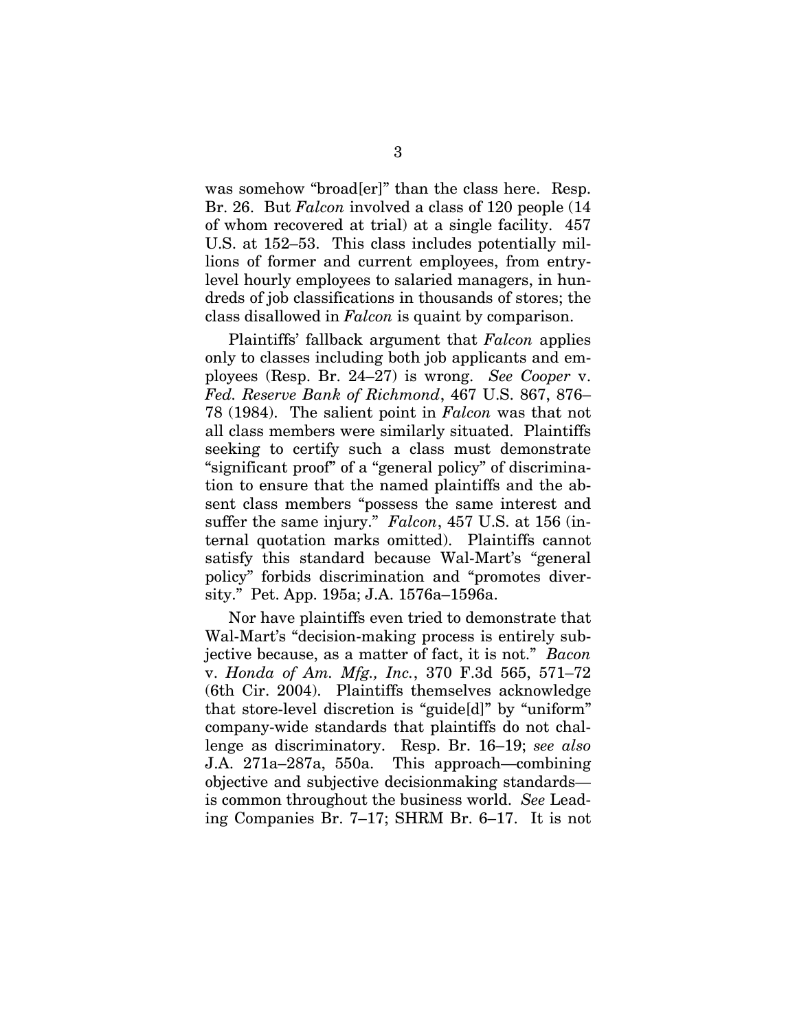was somehow "broad[er]" than the class here. Resp. Br. 26. But *Falcon* involved a class of 120 people (14 of whom recovered at trial) at a single facility. 457 U.S. at 152–53. This class includes potentially millions of former and current employees, from entry-level hourly employees to salaried managers, in hundreds of job classifications in thousands of stores; the class disallowed in *Falcon* is quaint by comparison.

Plaintiffs' fallback argument that *Falcon* applies only to classes including both job applicants and employees (Resp. Br. 24–27) is wrong. *See Cooper* v. *Fed. Reserve Bank of Richmond*, 467 U.S. 867, 876–78 (1984). The salient point in *Falcon* was that not all class members were similarly situated. Plaintiffs seeking to certify such a class must demonstrate "significant proof" of a "general policy" of discrimination to ensure that the named plaintiffs and the absent class members "possess the same interest and suffer the same injury." *Falcon*, 457 U.S. at 156 (internal quotation marks omitted). Plaintiffs cannot satisfy this standard because Wal-Mart's "general policy" forbids discrimination and "promotes diversity." Pet. App. 195a; J.A. 1576a–1596a.

Nor have plaintiffs even tried to demonstrate that Wal-Mart's "decision-making process is entirely subjective because, as a matter of fact, it is not." *Bacon* v. *Honda of Am. Mfg., Inc.*, 370 F.3d 565, 571–72 (6th Cir. 2004). Plaintiffs themselves acknowledge that store-level discretion is "guide[d]" by "uniform" company-wide standards that plaintiffs do not challenge as discriminatory. Resp. Br. 16–19; *see also* J.A. 271a–287a, 550a. This approach—combining objective and subjective decisionmaking standards—is common throughout the business world. *See* Leading Companies Br. 7–17; SHRM Br. 6–17. It is not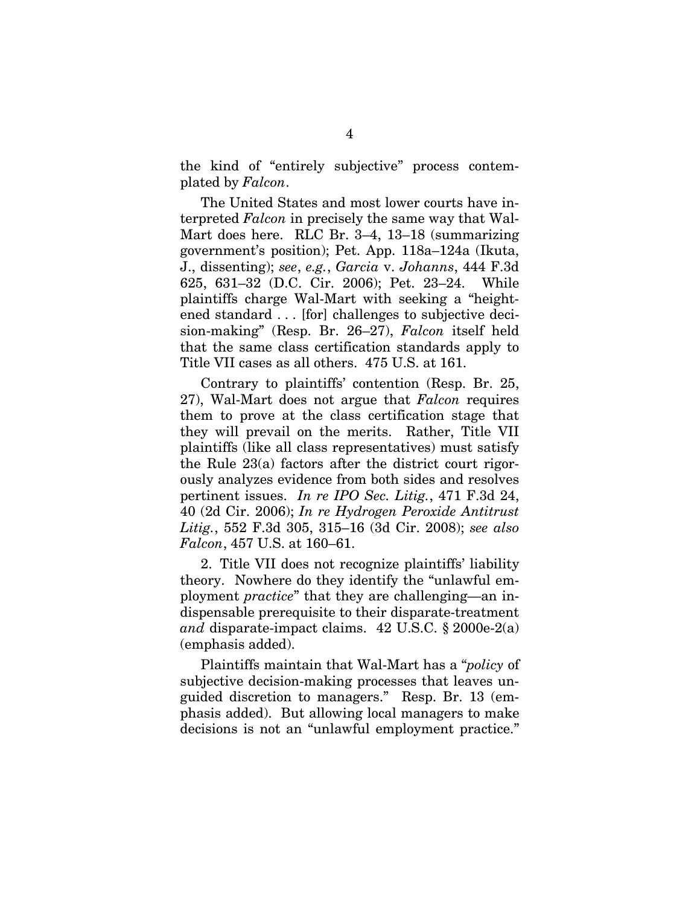the kind of "entirely subjective" process contemplated by *Falcon*.

The United States and most lower courts have interpreted *Falcon* in precisely the same way that Wal-Mart does here. RLC Br. 3–4, 13–18 (summarizing government's position); Pet. App. 118a–124a (Ikuta, J., dissenting); *see*, *e.g.*, *Garcia* v. *Johanns*, 444 F.3d 625, 631–32 (D.C. Cir. 2006); Pet. 23–24. While plaintiffs charge Wal-Mart with seeking a "heightened standard . . . [for] challenges to subjective decision-making" (Resp. Br. 26–27), *Falcon* itself held that the same class certification standards apply to Title VII cases as all others. 475 U.S. at 161.

Contrary to plaintiffs' contention (Resp. Br. 25, 27), Wal-Mart does not argue that *Falcon* requires them to prove at the class certification stage that they will prevail on the merits. Rather, Title VII plaintiffs (like all class representatives) must satisfy the Rule 23(a) factors after the district court rigorously analyzes evidence from both sides and resolves pertinent issues. *In re IPO Sec. Litig.*, 471 F.3d 24, 40 (2d Cir. 2006); *In re Hydrogen Peroxide Antitrust Litig.*, 552 F.3d 305, 315–16 (3d Cir. 2008); *see also Falcon*, 457 U.S. at 160–61.

2. Title VII does not recognize plaintiffs' liability theory. Nowhere do they identify the "unlawful employment *practice*" that they are challenging—an indispensable prerequisite to their disparate-treatment *and* disparate-impact claims. 42 U.S.C. § 2000e-2(a) (emphasis added).

Plaintiffs maintain that Wal-Mart has a "*policy* of subjective decision-making processes that leaves unguided discretion to managers." Resp. Br. 13 (emphasis added). But allowing local managers to make decisions is not an "unlawful employment practice."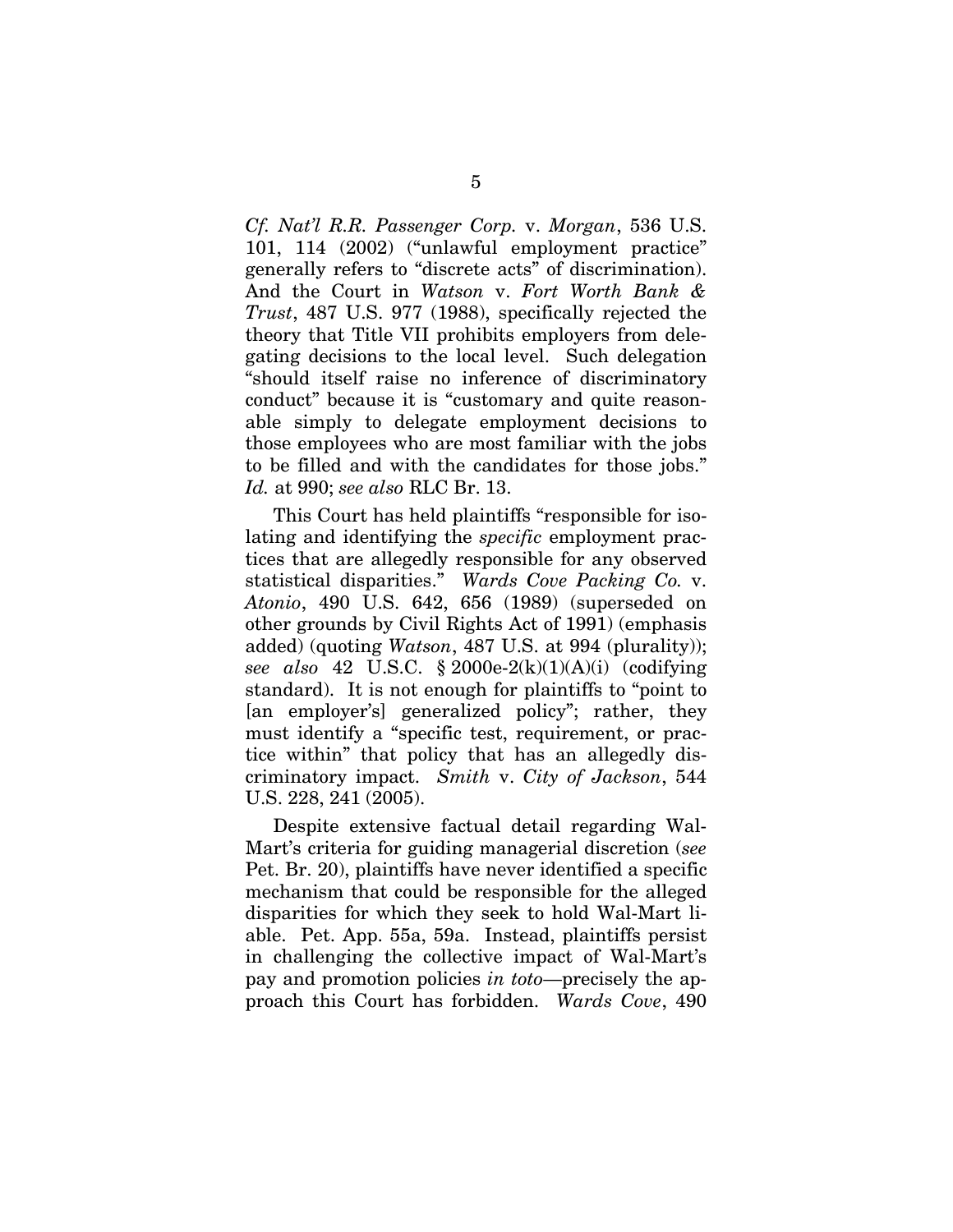*Cf. Nat'l R.R. Passenger Corp.* v. *Morgan*, 536 U.S. 101, 114 (2002) ("unlawful employment practice" generally refers to "discrete acts" of discrimination). And the Court in *Watson* v. *Fort Worth Bank & Trust*, 487 U.S. 977 (1988), specifically rejected the theory that Title VII prohibits employers from delegating decisions to the local level. Such delegation "should itself raise no inference of discriminatory conduct" because it is "customary and quite reasonable simply to delegate employment decisions to those employees who are most familiar with the jobs to be filled and with the candidates for those jobs." *Id.* at 990; *see also* RLC Br. 13.

This Court has held plaintiffs "responsible for isolating and identifying the *specific* employment practices that are allegedly responsible for any observed statistical disparities." *Wards Cove Packing Co.* v. *Atonio*, 490 U.S. 642, 656 (1989) (superseded on other grounds by Civil Rights Act of 1991) (emphasis added) (quoting *Watson*, 487 U.S. at 994 (plurality)); *see also* 42 U.S.C. § 2000e-2(k)(1)(A)(i) (codifying standard). It is not enough for plaintiffs to "point to [an employer's] generalized policy"; rather, they must identify a "specific test, requirement, or practice within" that policy that has an allegedly discriminatory impact. *Smith* v. *City of Jackson*, 544 U.S. 228, 241 (2005).

Despite extensive factual detail regarding Wal-Mart's criteria for guiding managerial discretion (*see* Pet. Br. 20), plaintiffs have never identified a specific mechanism that could be responsible for the alleged disparities for which they seek to hold Wal-Mart liable. Pet. App. 55a, 59a. Instead, plaintiffs persist in challenging the collective impact of Wal-Mart's pay and promotion policies *in toto*—precisely the approach this Court has forbidden. *Wards Cove*, 490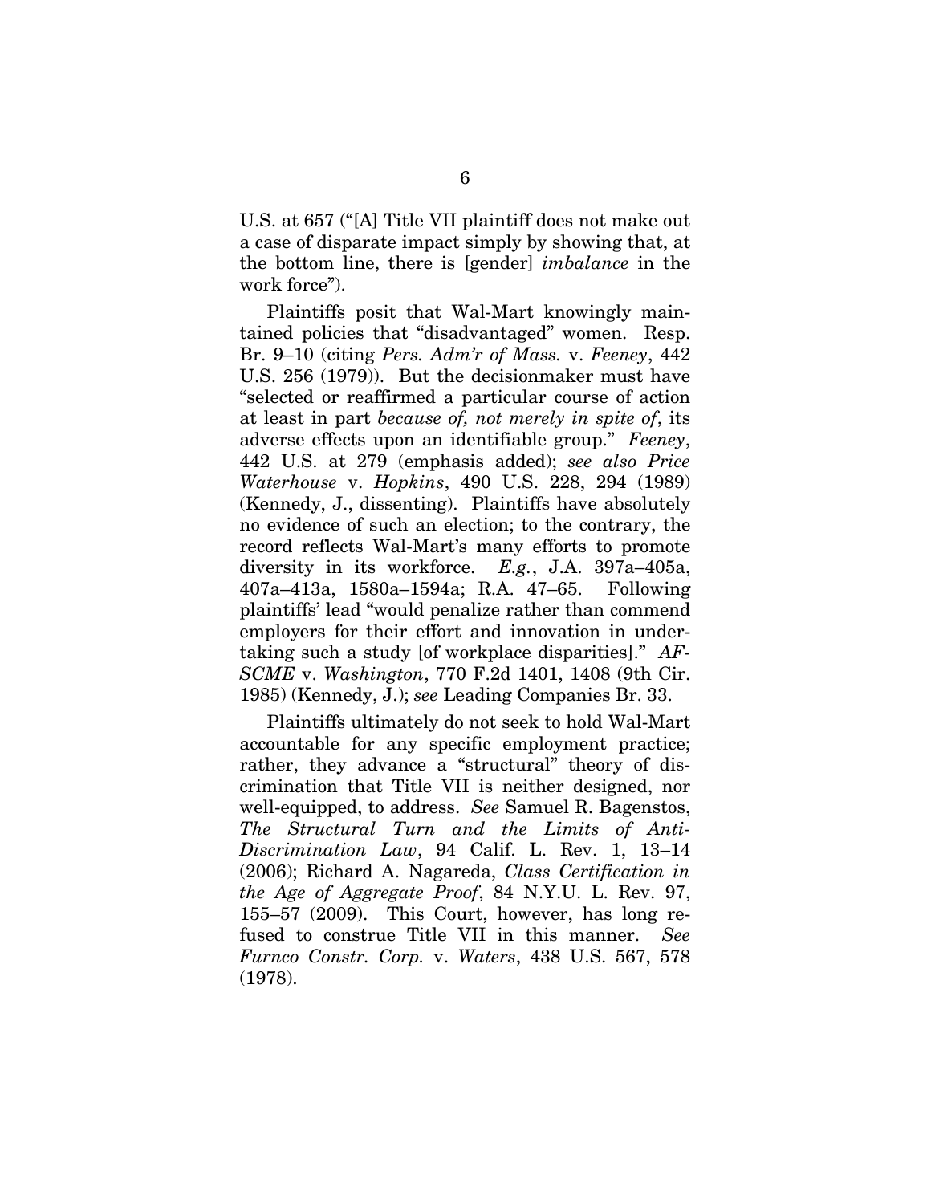U.S. at 657 ("[A] Title VII plaintiff does not make out a case of disparate impact simply by showing that, at the bottom line, there is [gender] *imbalance* in the work force").

Plaintiffs posit that Wal-Mart knowingly maintained policies that "disadvantaged" women. Resp. Br. 9–10 (citing *Pers. Adm'r of Mass.* v. *Feeney*, 442 U.S. 256 (1979)). But the decisionmaker must have "selected or reaffirmed a particular course of action at least in part *because of, not merely in spite of*, its adverse effects upon an identifiable group." *Feeney*, 442 U.S. at 279 (emphasis added); *see also Price Waterhouse* v. *Hopkins*, 490 U.S. 228, 294 (1989) (Kennedy, J., dissenting). Plaintiffs have absolutely no evidence of such an election; to the contrary, the record reflects Wal-Mart's many efforts to promote diversity in its workforce. *E.g.*, J.A. 397a–405a, 407a–413a, 1580a–1594a; R.A. 47–65. Following plaintiffs' lead "would penalize rather than commend employers for their effort and innovation in undertaking such a study [of workplace disparities]." *AFSCME* v. *Washington*, 770 F.2d 1401, 1408 (9th Cir. 1985) (Kennedy, J.); *see* Leading Companies Br. 33.

Plaintiffs ultimately do not seek to hold Wal-Mart accountable for any specific employment practice; rather, they advance a "structural" theory of discrimination that Title VII is neither designed, nor well-equipped, to address. *See* Samuel R. Bagenstos, *The Structural Turn and the Limits of Anti-Discrimination Law*, 94 Calif. L. Rev. 1, 13–14 (2006); Richard A. Nagareda, *Class Certification in the Age of Aggregate Proof*, 84 N.Y.U. L. Rev. 97, 155–57 (2009). This Court, however, has long refused to construe Title VII in this manner. *See Furnco Constr. Corp.* v. *Waters*, 438 U.S. 567, 578 (1978).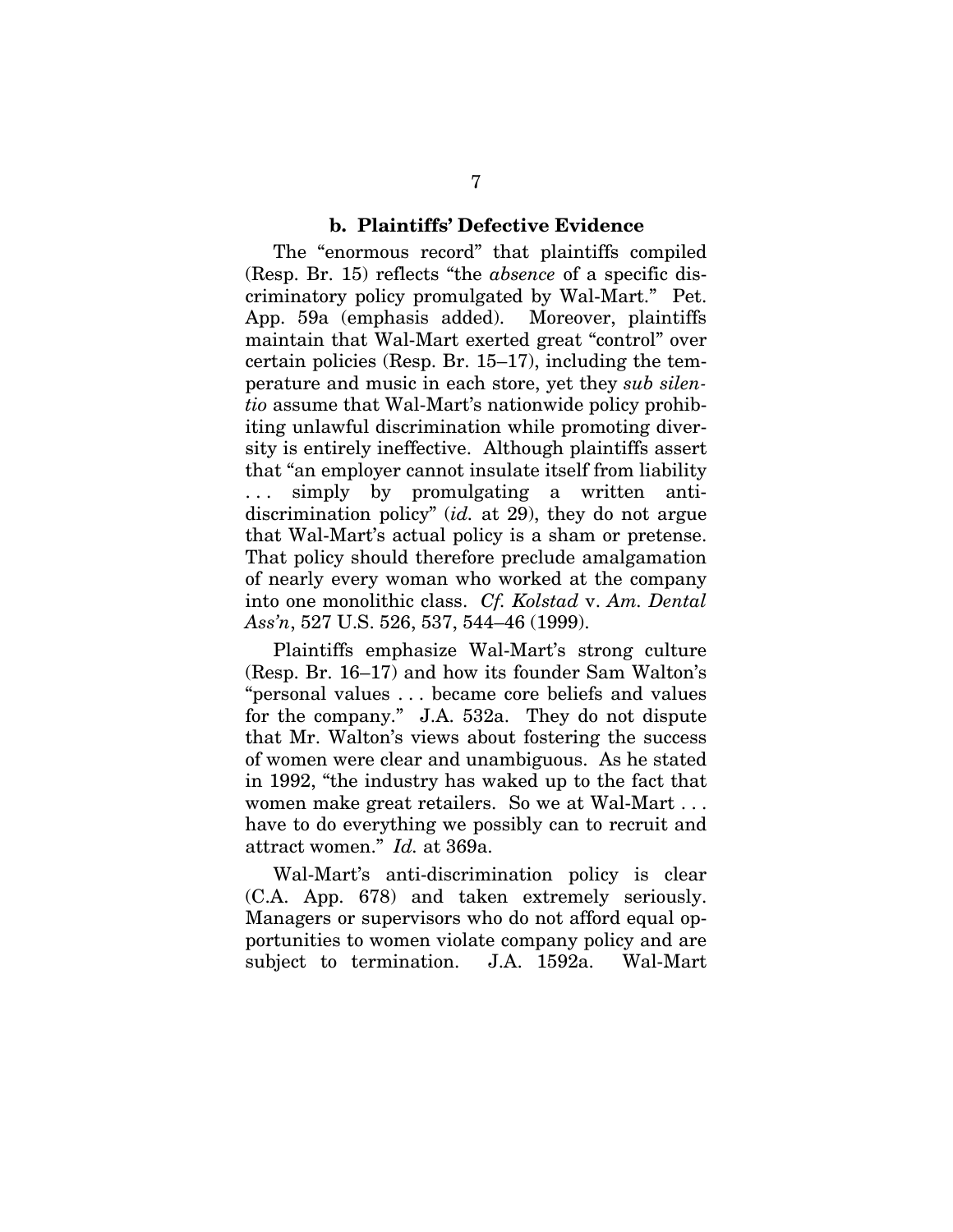### b. Plaintiffs' Defective Evidence

The "enormous record" that plaintiffs compiled (Resp. Br. 15) reflects "the *absence* of a specific discriminatory policy promulgated by Wal-Mart." Pet. App. 59a (emphasis added). Moreover, plaintiffs maintain that Wal-Mart exerted great "control" over certain policies (Resp. Br. 15–17), including the temperature and music in each store, yet they *sub silentio* assume that Wal-Mart's nationwide policy prohibiting unlawful discrimination while promoting diversity is entirely ineffective. Although plaintiffs assert that "an employer cannot insulate itself from liability . . . simply by promulgating a written anti-discrimination policy" (*id.* at 29), they do not argue that Wal-Mart's actual policy is a sham or pretense. That policy should therefore preclude amalgamation of nearly every woman who worked at the company into one monolithic class. *Cf. Kolstad* v. *Am. Dental Ass'n*, 527 U.S. 526, 537, 544–46 (1999).

Plaintiffs emphasize Wal-Mart's strong culture (Resp. Br. 16–17) and how its founder Sam Walton's "personal values . . . became core beliefs and values for the company." J.A. 532a. They do not dispute that Mr. Walton's views about fostering the success of women were clear and unambiguous. As he stated in 1992, "the industry has waked up to the fact that women make great retailers. So we at Wal-Mart . . . have to do everything we possibly can to recruit and attract women." *Id.* at 369a.

Wal-Mart's anti-discrimination policy is clear (C.A. App. 678) and taken extremely seriously. Managers or supervisors who do not afford equal opportunities to women violate company policy and are subject to termination. J.A. 1592a. Wal-Mart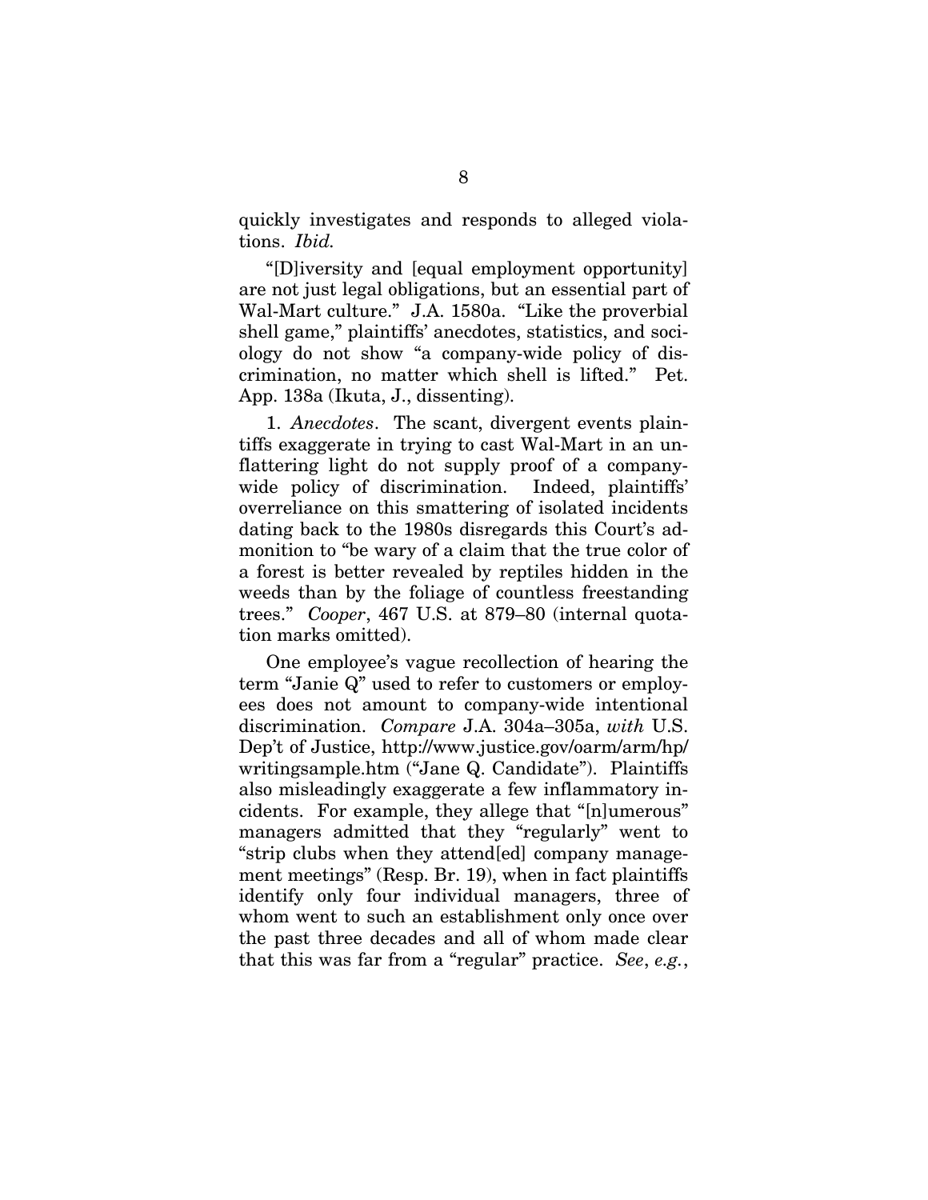quickly investigates and responds to alleged violations. *Ibid.*

"[D]iversity and [equal employment opportunity] are not just legal obligations, but an essential part of Wal-Mart culture." J.A. 1580a. "Like the proverbial shell game," plaintiffs' anecdotes, statistics, and sociology do not show "a company-wide policy of discrimination, no matter which shell is lifted." Pet. App. 138a (Ikuta, J., dissenting).

1. *Anecdotes*. The scant, divergent events plaintiffs exaggerate in trying to cast Wal-Mart in an unflattering light do not supply proof of a company-wide policy of discrimination. Indeed, plaintiffs' overreliance on this smattering of isolated incidents dating back to the 1980s disregards this Court's admonition to "be wary of a claim that the true color of a forest is better revealed by reptiles hidden in the weeds than by the foliage of countless freestanding trees." *Cooper*, 467 U.S. at 879–80 (internal quotation marks omitted).

One employee's vague recollection of hearing the term "Janie Q" used to refer to customers or employees does not amount to company-wide intentional discrimination. *Compare* J.A. 304a–305a, *with* U.S. Dep't of Justice, http://www.justice.gov/oarm/arm/hp/writingsample.htm ("Jane Q. Candidate"). Plaintiffs also misleadingly exaggerate a few inflammatory incidents. For example, they allege that "[n]umerous" managers admitted that they "regularly" went to "strip clubs when they attend[ed] company management meetings" (Resp. Br. 19), when in fact plaintiffs identify only four individual managers, three of whom went to such an establishment only once over the past three decades and all of whom made clear that this was far from a "regular" practice. *See*, *e.g.*,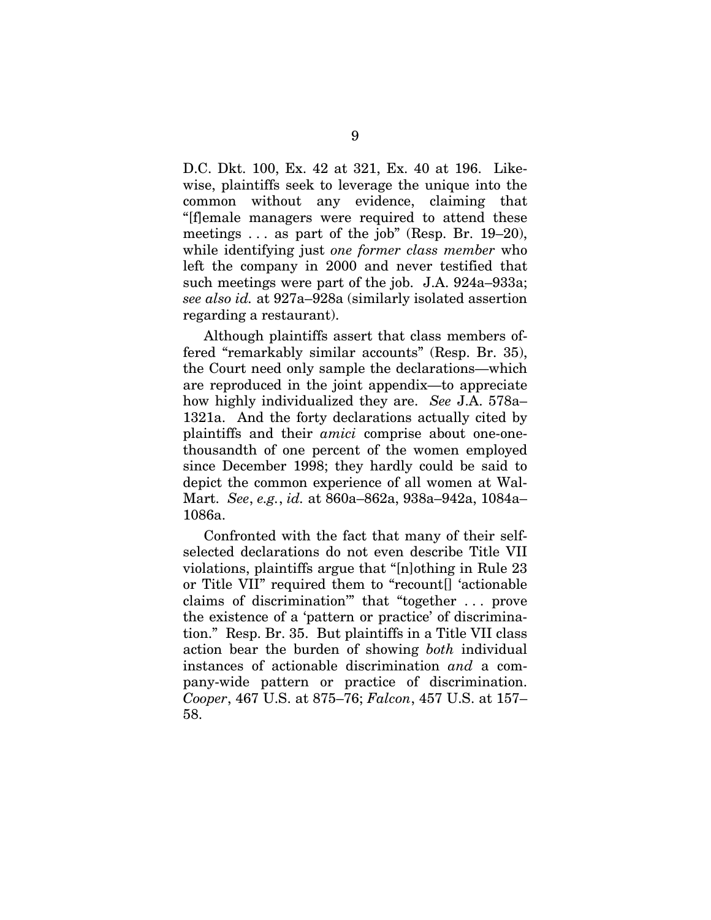D.C. Dkt. 100, Ex. 42 at 321, Ex. 40 at 196. Likewise, plaintiffs seek to leverage the unique into the common without any evidence, claiming that "[f]emale managers were required to attend these meetings . . . as part of the job" (Resp. Br. 19–20), while identifying just *one former class member* who left the company in 2000 and never testified that such meetings were part of the job. J.A. 924a–933a; *see also id.* at 927a–928a (similarly isolated assertion regarding a restaurant).

Although plaintiffs assert that class members offered "remarkably similar accounts" (Resp. Br. 35), the Court need only sample the declarations—which are reproduced in the joint appendix—to appreciate how highly individualized they are. *See* J.A. 578a–1321a. And the forty declarations actually cited by plaintiffs and their *amici* comprise about one-one-thousandth of one percent of the women employed since December 1998; they hardly could be said to depict the common experience of all women at Wal-Mart. *See*, *e.g.*, *id.* at 860a–862a, 938a–942a, 1084a–1086a.

Confronted with the fact that many of their self-selected declarations do not even describe Title VII violations, plaintiffs argue that "[n]othing in Rule 23 or Title VII" required them to "recount[] 'actionable claims of discrimination'" that "together . . . prove the existence of a 'pattern or practice' of discrimination." Resp. Br. 35. But plaintiffs in a Title VII class action bear the burden of showing *both* individual instances of actionable discrimination *and* a company-wide pattern or practice of discrimination. *Cooper*, 467 U.S. at 875–76; *Falcon*, 457 U.S. at 157–58.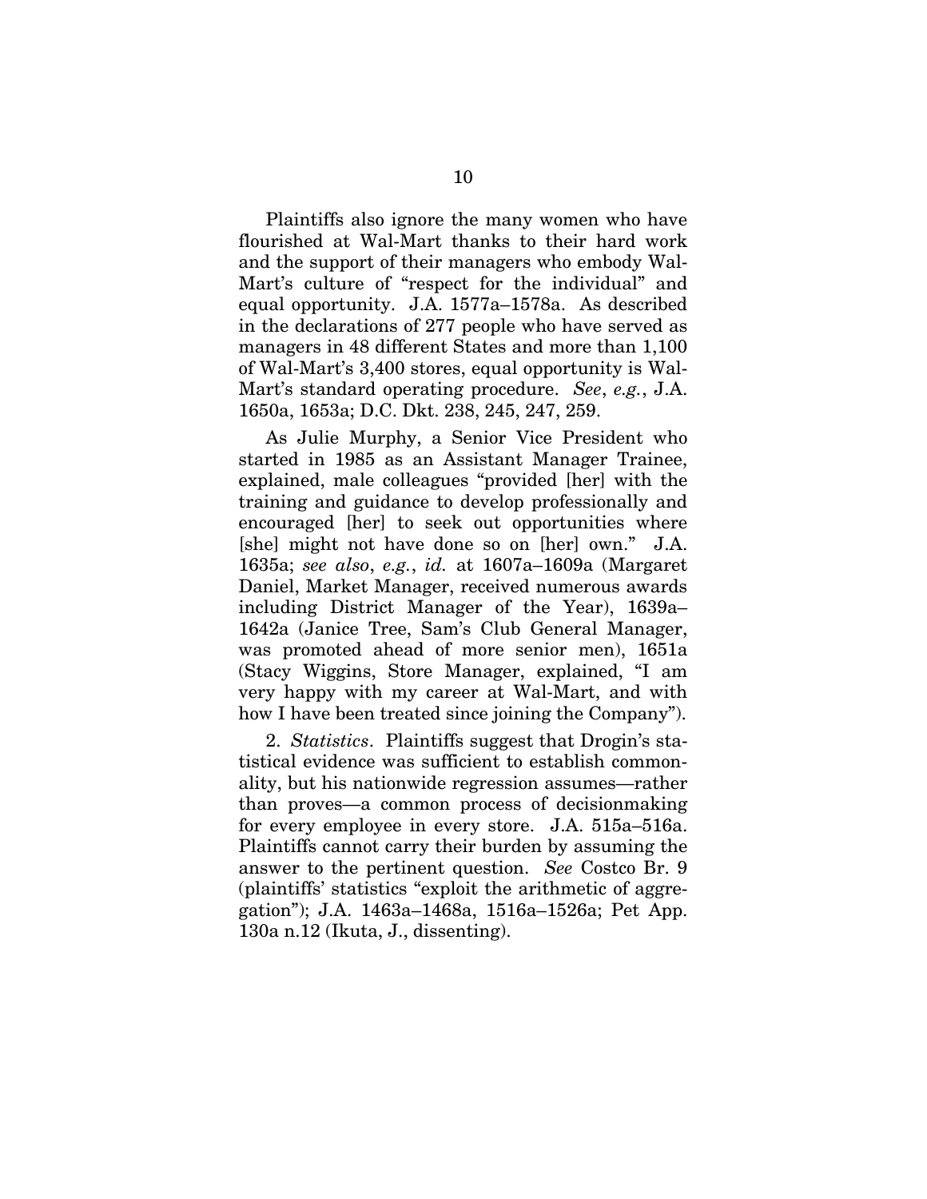Plaintiffs also ignore the many women who have flourished at Wal-Mart thanks to their hard work and the support of their managers who embody Wal-Mart's culture of "respect for the individual" and equal opportunity. J.A. 1577a–1578a. As described in the declarations of 277 people who have served as managers in 48 different States and more than 1,100 of Wal-Mart's 3,400 stores, equal opportunity is Wal-Mart's standard operating procedure. *See*, *e.g.*, J.A. 1650a, 1653a; D.C. Dkt. 238, 245, 247, 259.

As Julie Murphy, a Senior Vice President who started in 1985 as an Assistant Manager Trainee, explained, male colleagues "provided [her] with the training and guidance to develop professionally and encouraged [her] to seek out opportunities where [she] might not have done so on [her] own." J.A. 1635a; *see also*, *e.g.*, *id.* at 1607a–1609a (Margaret Daniel, Market Manager, received numerous awards including District Manager of the Year), 1639a–1642a (Janice Tree, Sam's Club General Manager, was promoted ahead of more senior men), 1651a (Stacy Wiggins, Store Manager, explained, "I am very happy with my career at Wal-Mart, and with how I have been treated since joining the Company").

2. *Statistics*. Plaintiffs suggest that Drogin's statistical evidence was sufficient to establish commonality, but his nationwide regression assumes—rather than proves—a common process of decisionmaking for every employee in every store. J.A. 515a–516a. Plaintiffs cannot carry their burden by assuming the answer to the pertinent question. *See* Costco Br. 9 (plaintiffs' statistics "exploit the arithmetic of aggregation"); J.A. 1463a–1468a, 1516a–1526a; Pet App. 130a n.12 (Ikuta, J., dissenting).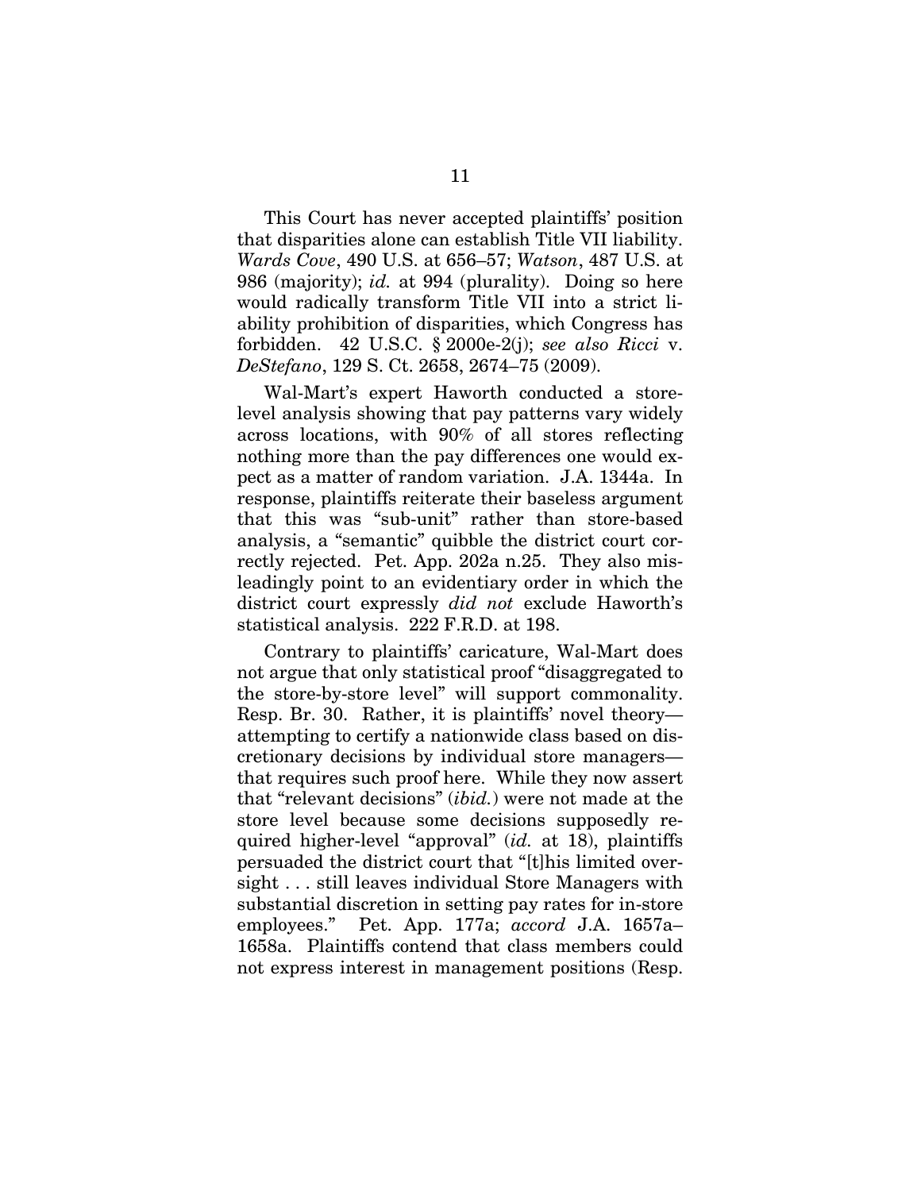This Court has never accepted plaintiffs' position that disparities alone can establish Title VII liability. *Wards Cove*, 490 U.S. at 656–57; *Watson*, 487 U.S. at 986 (majority); *id.* at 994 (plurality). Doing so here would radically transform Title VII into a strict liability prohibition of disparities, which Congress has forbidden. 42 U.S.C. § 2000e-2(j); *see also Ricci* v. *DeStefano*, 129 S. Ct. 2658, 2674–75 (2009).

Wal-Mart's expert Haworth conducted a store-level analysis showing that pay patterns vary widely across locations, with 90% of all stores reflecting nothing more than the pay differences one would expect as a matter of random variation. J.A. 1344a. In response, plaintiffs reiterate their baseless argument that this was "sub-unit" rather than store-based analysis, a "semantic" quibble the district court correctly rejected. Pet. App. 202a n.25. They also misleadingly point to an evidentiary order in which the district court expressly *did not* exclude Haworth's statistical analysis. 222 F.R.D. at 198.

Contrary to plaintiffs' caricature, Wal-Mart does not argue that only statistical proof "disaggregated to the store-by-store level" will support commonality. Resp. Br. 30. Rather, it is plaintiffs' novel theory—attempting to certify a nationwide class based on discretionary decisions by individual store managers—that requires such proof here. While they now assert that "relevant decisions" (*ibid.*) were not made at the store level because some decisions supposedly required higher-level "approval" (*id.* at 18), plaintiffs persuaded the district court that "[t]his limited oversight . . . still leaves individual Store Managers with substantial discretion in setting pay rates for in-store employees." Pet. App. 177a; *accord* J.A. 1657a–1658a. Plaintiffs contend that class members could not express interest in management positions (Resp.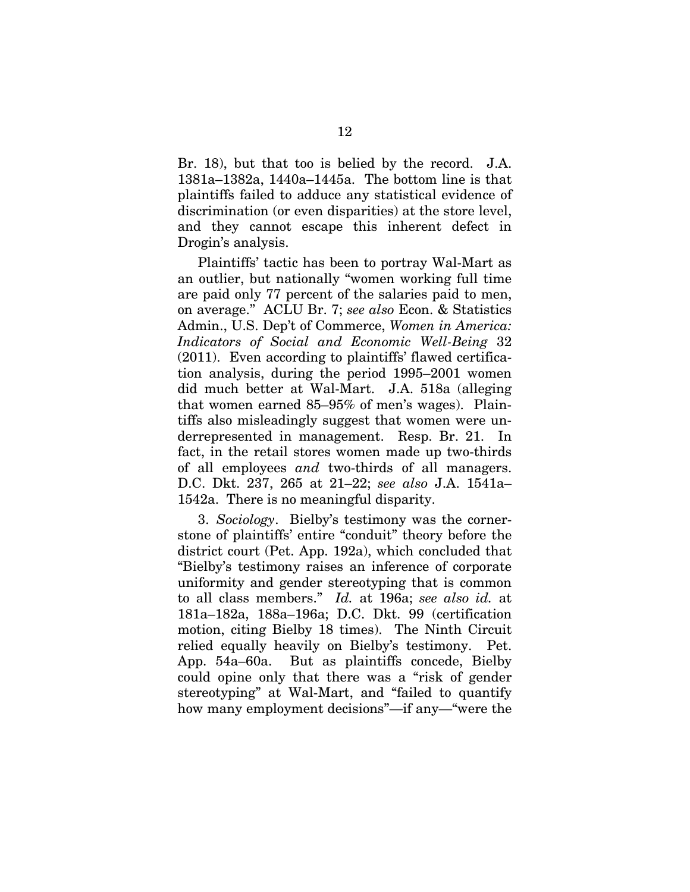Br. 18), but that too is belied by the record. J.A. 1381a–1382a, 1440a–1445a. The bottom line is that plaintiffs failed to adduce any statistical evidence of discrimination (or even disparities) at the store level, and they cannot escape this inherent defect in Drogin's analysis.

Plaintiffs' tactic has been to portray Wal-Mart as an outlier, but nationally "women working full time are paid only 77 percent of the salaries paid to men, on average." ACLU Br. 7; *see also* Econ. & Statistics Admin., U.S. Dep't of Commerce, *Women in America: Indicators of Social and Economic Well-Being* 32 (2011). Even according to plaintiffs' flawed certification analysis, during the period 1995–2001 women did much better at Wal-Mart. J.A. 518a (alleging that women earned 85–95% of men's wages). Plaintiffs also misleadingly suggest that women were underrepresented in management. Resp. Br. 21. In fact, in the retail stores women made up two-thirds of all employees *and* two-thirds of all managers. D.C. Dkt. 237, 265 at 21–22; *see also* J.A. 1541a–1542a. There is no meaningful disparity.

3. *Sociology*. Bielby's testimony was the cornerstone of plaintiffs' entire "conduit" theory before the district court (Pet. App. 192a), which concluded that "Bielby's testimony raises an inference of corporate uniformity and gender stereotyping that is common to all class members." *Id.* at 196a; *see also id.* at 181a–182a, 188a–196a; D.C. Dkt. 99 (certification motion, citing Bielby 18 times). The Ninth Circuit relied equally heavily on Bielby's testimony. Pet. App. 54a–60a. But as plaintiffs concede, Bielby could opine only that there was a "risk of gender stereotyping" at Wal-Mart, and "failed to quantify how many employment decisions"—if any—"were the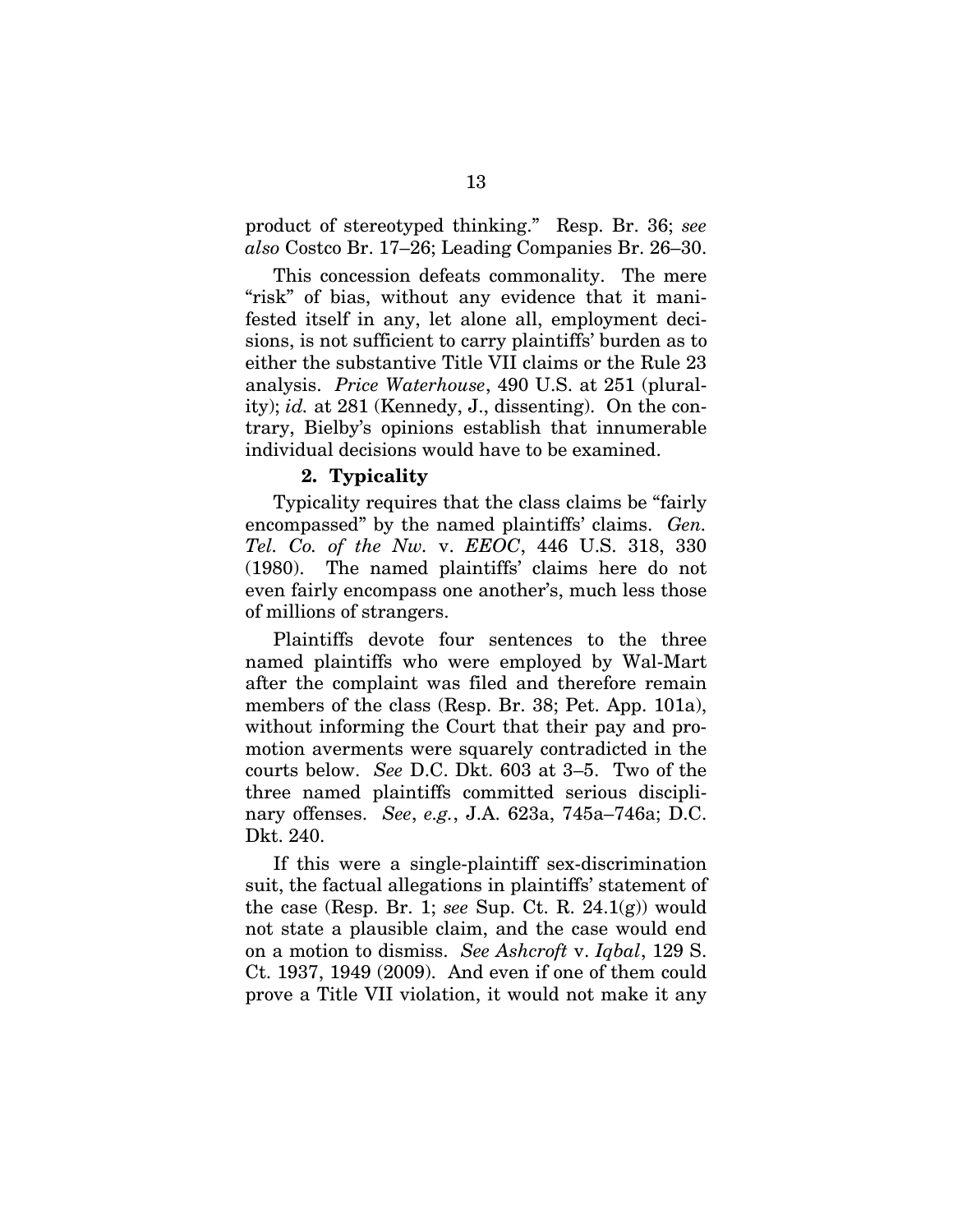product of stereotyped thinking." Resp. Br. 36; *see also* Costco Br. 17–26; Leading Companies Br. 26–30.

This concession defeats commonality. The mere "risk" of bias, without any evidence that it manifested itself in any, let alone all, employment decisions, is not sufficient to carry plaintiffs' burden as to either the substantive Title VII claims or the Rule 23 analysis. *Price Waterhouse*, 490 U.S. at 251 (plurality); *id.* at 281 (Kennedy, J., dissenting). On the contrary, Bielby's opinions establish that innumerable individual decisions would have to be examined.

### 2. Typicality

Typicality requires that the class claims be "fairly encompassed" by the named plaintiffs' claims. *Gen. Tel. Co. of the Nw.* v. *EEOC*, 446 U.S. 318, 330 (1980). The named plaintiffs' claims here do not even fairly encompass one another's, much less those of millions of strangers.

Plaintiffs devote four sentences to the three named plaintiffs who were employed by Wal-Mart after the complaint was filed and therefore remain members of the class (Resp. Br. 38; Pet. App. 101a), without informing the Court that their pay and promotion averments were squarely contradicted in the courts below. *See* D.C. Dkt. 603 at 3–5. Two of the three named plaintiffs committed serious disciplinary offenses. *See*, *e.g.*, J.A. 623a, 745a–746a; D.C. Dkt. 240.

If this were a single-plaintiff sex-discrimination suit, the factual allegations in plaintiffs' statement of the case (Resp. Br. 1; *see* Sup. Ct. R. 24.1(g)) would not state a plausible claim, and the case would end on a motion to dismiss. *See Ashcroft* v. *Iqbal*, 129 S. Ct. 1937, 1949 (2009). And even if one of them could prove a Title VII violation, it would not make it any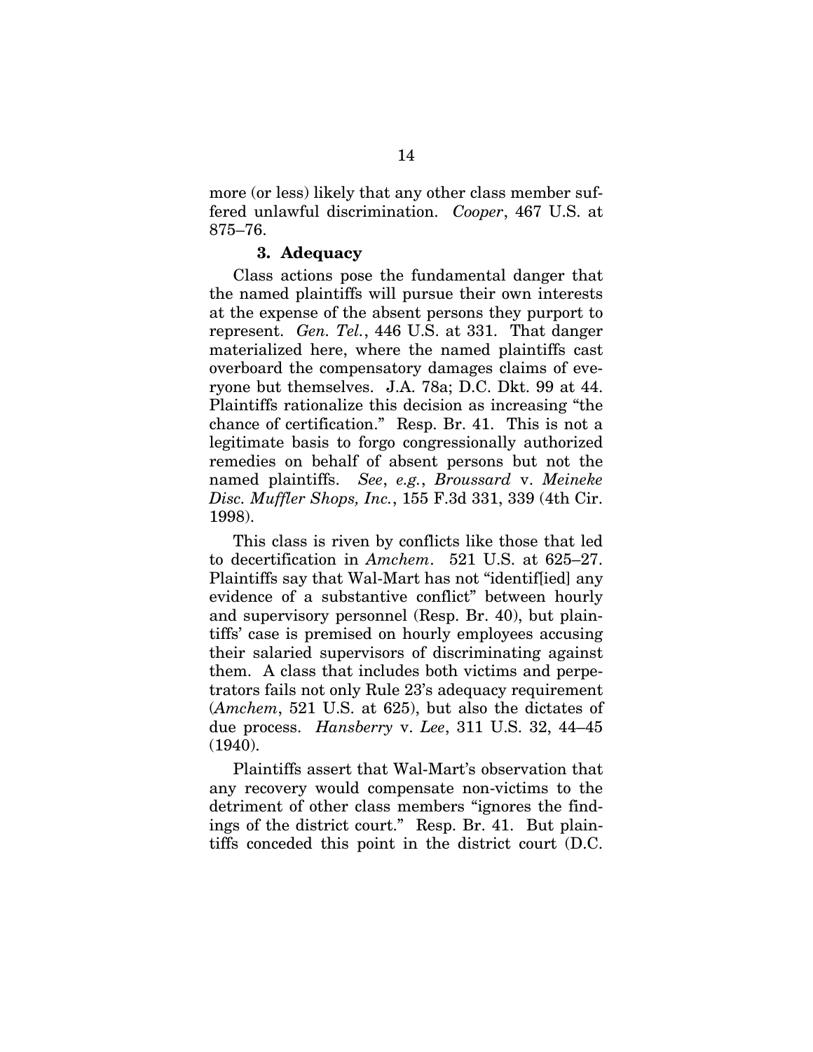more (or less) likely that any other class member suffered unlawful discrimination. *Cooper*, 467 U.S. at 875–76.

### 3. Adequacy

Class actions pose the fundamental danger that the named plaintiffs will pursue their own interests at the expense of the absent persons they purport to represent. *Gen. Tel.*, 446 U.S. at 331. That danger materialized here, where the named plaintiffs cast overboard the compensatory damages claims of everyone but themselves. J.A. 78a; D.C. Dkt. 99 at 44. Plaintiffs rationalize this decision as increasing "the chance of certification." Resp. Br. 41. This is not a legitimate basis to forgo congressionally authorized remedies on behalf of absent persons but not the named plaintiffs. *See*, *e.g.*, *Broussard* v. *Meineke Disc. Muffler Shops, Inc.*, 155 F.3d 331, 339 (4th Cir. 1998).

This class is riven by conflicts like those that led to decertification in *Amchem*. 521 U.S. at 625–27. Plaintiffs say that Wal-Mart has not "identif[ied] any evidence of a substantive conflict" between hourly and supervisory personnel (Resp. Br. 40), but plaintiffs' case is premised on hourly employees accusing their salaried supervisors of discriminating against them. A class that includes both victims and perpetrators fails not only Rule 23's adequacy requirement (*Amchem*, 521 U.S. at 625), but also the dictates of due process. *Hansberry* v. *Lee*, 311 U.S. 32, 44–45 (1940).

Plaintiffs assert that Wal-Mart's observation that any recovery would compensate non-victims to the detriment of other class members "ignores the findings of the district court." Resp. Br. 41. But plaintiffs conceded this point in the district court (D.C.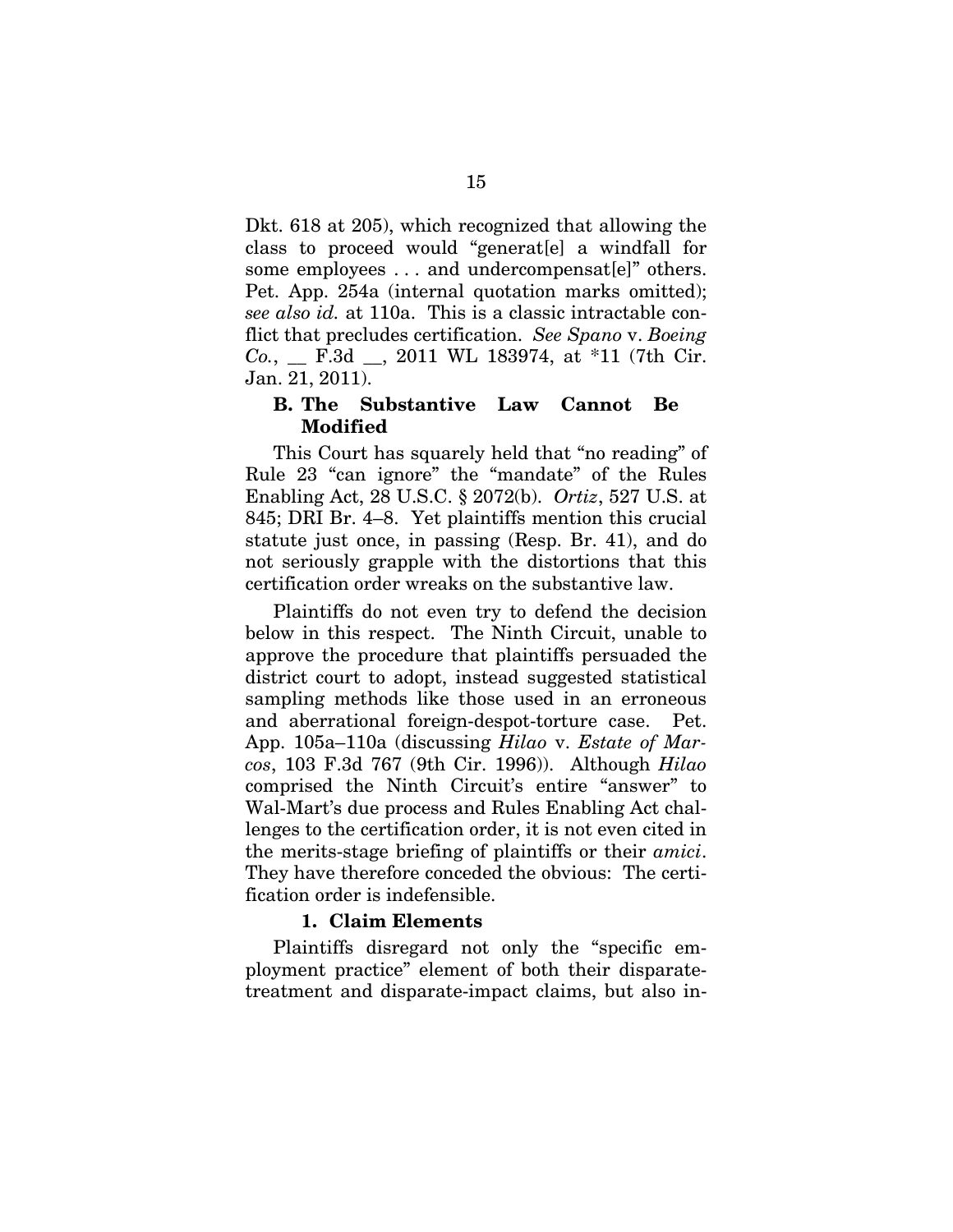Dkt. 618 at 205), which recognized that allowing the class to proceed would "generat[e] a windfall for some employees . . . and undercompensat[e]" others. Pet. App. 254a (internal quotation marks omitted); *see also id.* at 110a. This is a classic intractable conflict that precludes certification. *See Spano* v. *Boeing Co.*, __ F.3d __, 2011 WL 183974, at *11 (7th Cir. Jan. 21, 2011).

### B. The Substantive Law Cannot Be Modified

This Court has squarely held that "no reading" of Rule 23 "can ignore" the "mandate" of the Rules Enabling Act, 28 U.S.C. § 2072(b). *Ortiz*, 527 U.S. at 845; DRI Br. 4–8. Yet plaintiffs mention this crucial statute just once, in passing (Resp. Br. 41), and do not seriously grapple with the distortions that this certification order wreaks on the substantive law.

Plaintiffs do not even try to defend the decision below in this respect. The Ninth Circuit, unable to approve the procedure that plaintiffs persuaded the district court to adopt, instead suggested statistical sampling methods like those used in an erroneous and aberrational foreign-despot-torture case. Pet. App. 105a–110a (discussing *Hilao* v. *Estate of Marcos*, 103 F.3d 767 (9th Cir. 1996)). Although *Hilao* comprised the Ninth Circuit's entire "answer" to Wal-Mart's due process and Rules Enabling Act challenges to the certification order, it is not even cited in the merits-stage briefing of plaintiffs or their *amici*. They have therefore conceded the obvious: The certification order is indefensible.

#### 1. Claim Elements

Plaintiffs disregard not only the "specific employment practice" element of both their disparate-treatment and disparate-impact claims, but also in-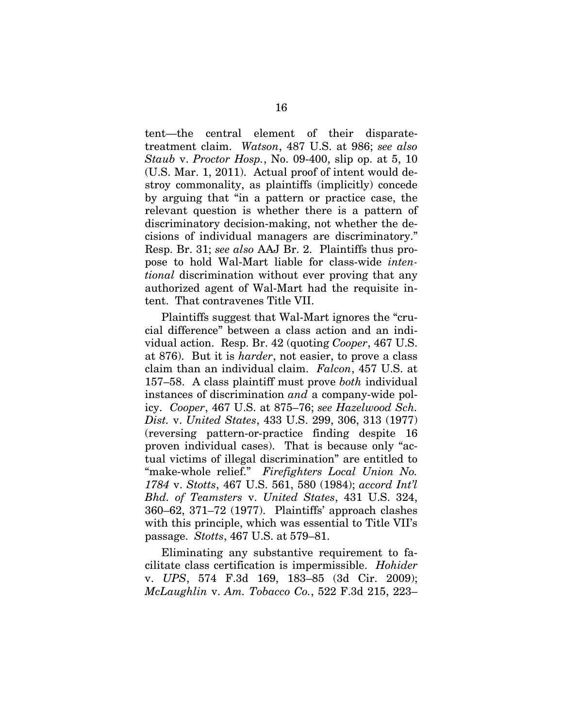tent—the central element of their disparate-treatment claim. *Watson*, 487 U.S. at 986; *see also Staub* v. *Proctor Hosp.*, No. 09-400, slip op. at 5, 10 (U.S. Mar. 1, 2011). Actual proof of intent would destroy commonality, as plaintiffs (implicitly) concede by arguing that "in a pattern or practice case, the relevant question is whether there is a pattern of discriminatory decision-making, not whether the decisions of individual managers are discriminatory." Resp. Br. 31; *see also* AAJ Br. 2. Plaintiffs thus propose to hold Wal-Mart liable for class-wide *intentional* discrimination without ever proving that any authorized agent of Wal-Mart had the requisite intent. That contravenes Title VII.

Plaintiffs suggest that Wal-Mart ignores the "crucial difference" between a class action and an individual action. Resp. Br. 42 (quoting *Cooper*, 467 U.S. at 876). But it is *harder*, not easier, to prove a class claim than an individual claim. *Falcon*, 457 U.S. at 157–58. A class plaintiff must prove *both* individual instances of discrimination *and* a company-wide policy. *Cooper*, 467 U.S. at 875–76; *see Hazelwood Sch. Dist.* v. *United States*, 433 U.S. 299, 306, 313 (1977) (reversing pattern-or-practice finding despite 16 proven individual cases). That is because only "actual victims of illegal discrimination" are entitled to "make-whole relief." *Firefighters Local Union No. 1784* v. *Stotts*, 467 U.S. 561, 580 (1984); *accord Int'l Bhd. of Teamsters* v. *United States*, 431 U.S. 324, 360–62, 371–72 (1977). Plaintiffs' approach clashes with this principle, which was essential to Title VII's passage. *Stotts*, 467 U.S. at 579–81.

Eliminating any substantive requirement to facilitate class certification is impermissible. *Hohider* v. *UPS*, 574 F.3d 169, 183–85 (3d Cir. 2009); *McLaughlin* v. *Am. Tobacco Co.*, 522 F.3d 215, 223–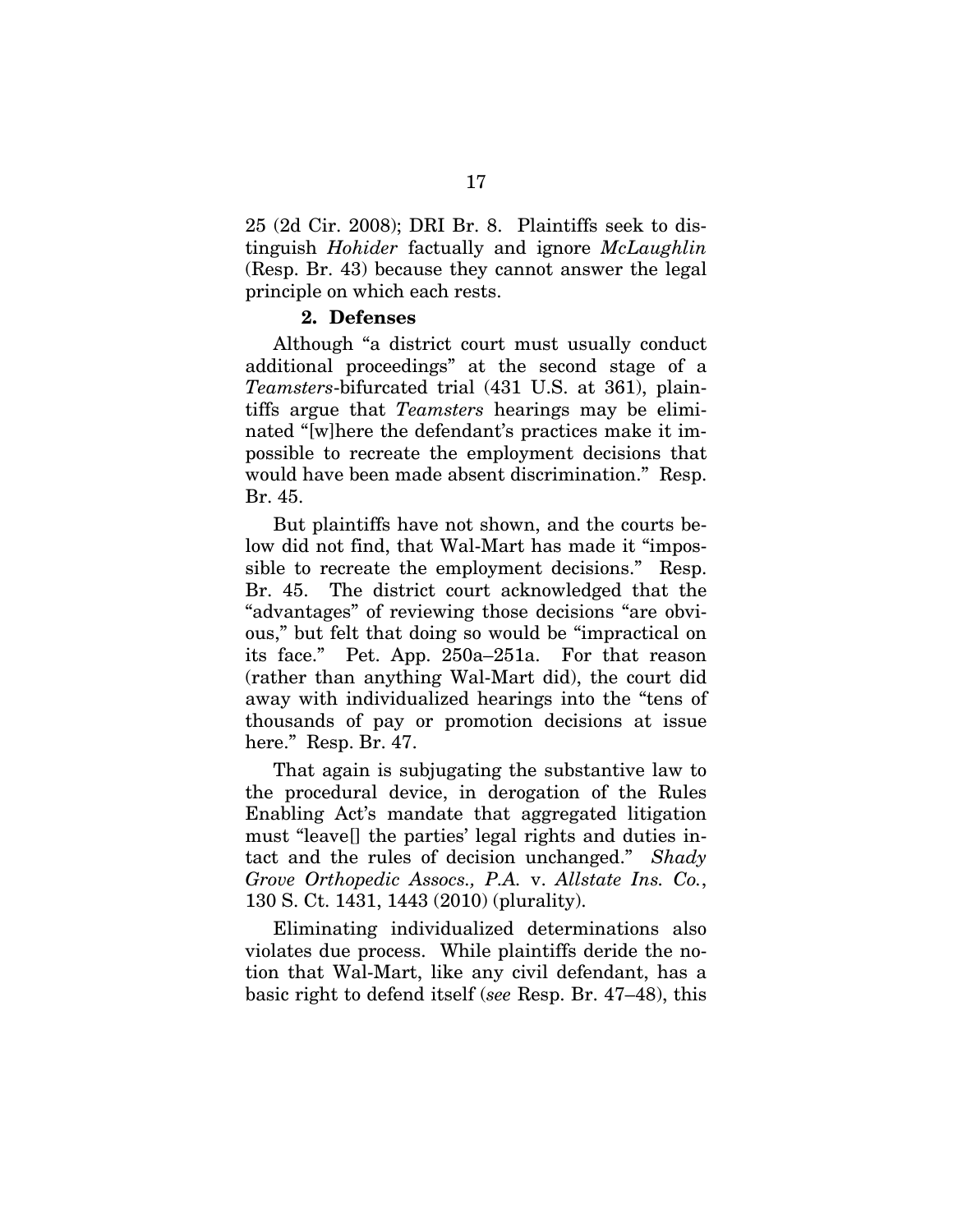25 (2d Cir. 2008); DRI Br. 8. Plaintiffs seek to distinguish *Hohider* factually and ignore *McLaughlin* (Resp. Br. 43) because they cannot answer the legal principle on which each rests.

#### 2. Defenses

Although "a district court must usually conduct additional proceedings" at the second stage of a *Teamsters*-bifurcated trial (431 U.S. at 361), plaintiffs argue that *Teamsters* hearings may be eliminated "[w]here the defendant's practices make it impossible to recreate the employment decisions that would have been made absent discrimination." Resp. Br. 45.

But plaintiffs have not shown, and the courts below did not find, that Wal-Mart has made it "impossible to recreate the employment decisions." Resp. Br. 45. The district court acknowledged that the "advantages" of reviewing those decisions "are obvious," but felt that doing so would be "impractical on its face." Pet. App. 250a–251a. For that reason (rather than anything Wal-Mart did), the court did away with individualized hearings into the "tens of thousands of pay or promotion decisions at issue here." Resp. Br. 47.

That again is subjugating the substantive law to the procedural device, in derogation of the Rules Enabling Act's mandate that aggregated litigation must "leave[] the parties' legal rights and duties intact and the rules of decision unchanged." *Shady Grove Orthopedic Assocs., P.A.* v. *Allstate Ins. Co.*, 130 S. Ct. 1431, 1443 (2010) (plurality).

Eliminating individualized determinations also violates due process. While plaintiffs deride the notion that Wal-Mart, like any civil defendant, has a basic right to defend itself (*see* Resp. Br. 47–48), this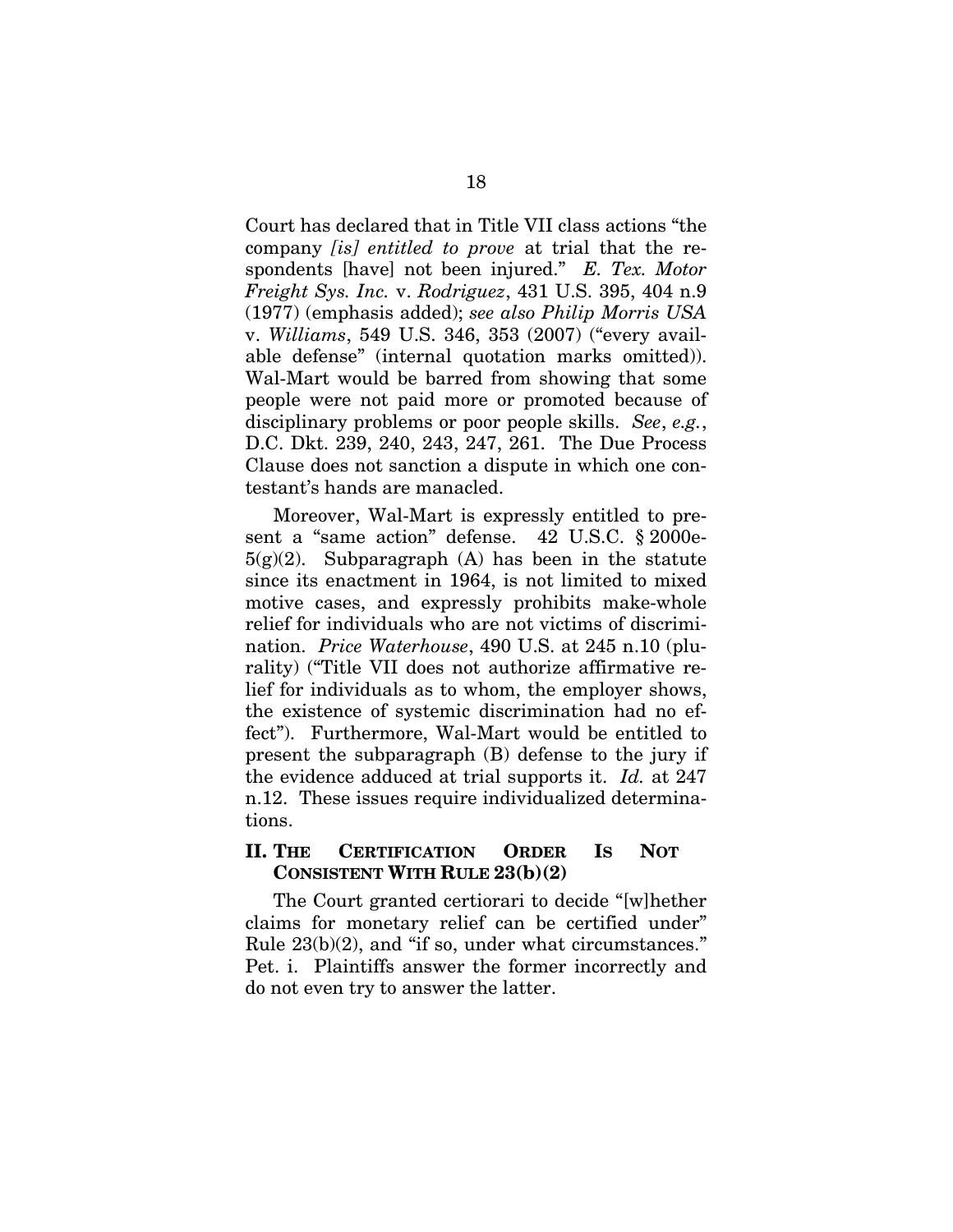Court has declared that in Title VII class actions "the company *[is] entitled to prove* at trial that the respondents [have] not been injured." *E. Tex. Motor Freight Sys. Inc.* v. *Rodriguez*, 431 U.S. 395, 404 n.9 (1977) (emphasis added); *see also Philip Morris USA* v. *Williams*, 549 U.S. 346, 353 (2007) ("every available defense" (internal quotation marks omitted)). Wal-Mart would be barred from showing that some people were not paid more or promoted because of disciplinary problems or poor people skills. *See*, *e.g.*, D.C. Dkt. 239, 240, 243, 247, 261. The Due Process Clause does not sanction a dispute in which one contestant's hands are manacled.

Moreover, Wal-Mart is expressly entitled to present a "same action" defense. 42 U.S.C. § 2000e-5(g)(2). Subparagraph (A) has been in the statute since its enactment in 1964, is not limited to mixed motive cases, and expressly prohibits make-whole relief for individuals who are not victims of discrimination. *Price Waterhouse*, 490 U.S. at 245 n.10 (plurality) ("Title VII does not authorize affirmative relief for individuals as to whom, the employer shows, the existence of systemic discrimination had no effect"). Furthermore, Wal-Mart would be entitled to present the subparagraph (B) defense to the jury if the evidence adduced at trial supports it. *Id.* at 247 n.12. These issues require individualized determinations.

## II. THE CERTIFICATION ORDER IS NOT CONSISTENT WITH RULE 23(b)(2)

The Court granted certiorari to decide "[w]hether claims for monetary relief can be certified under" Rule 23(b)(2), and "if so, under what circumstances." Pet. i. Plaintiffs answer the former incorrectly and do not even try to answer the latter.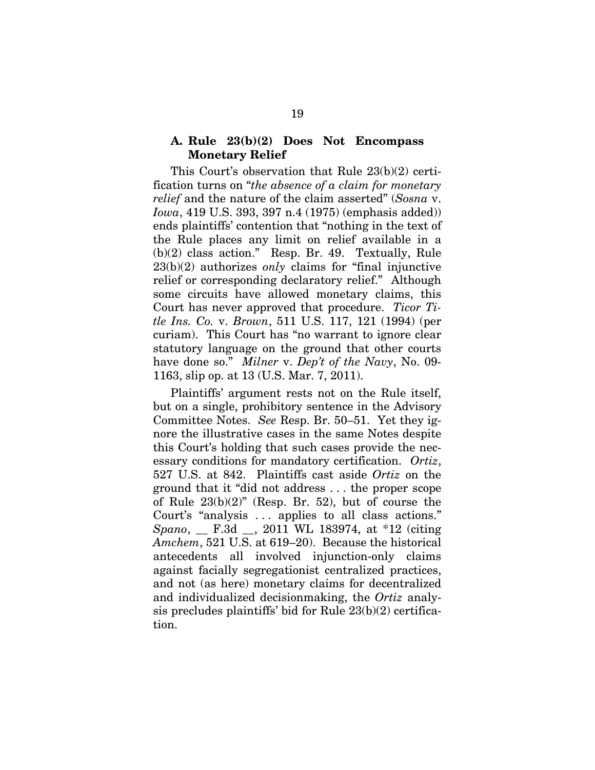### A. Rule 23(b)(2) Does Not Encompass Monetary Relief

This Court's observation that Rule 23(b)(2) certification turns on "*the absence of a claim for monetary relief* and the nature of the claim asserted" (*Sosna* v. *Iowa*, 419 U.S. 393, 397 n.4 (1975) (emphasis added)) ends plaintiffs' contention that "nothing in the text of the Rule places any limit on relief available in a (b)(2) class action." Resp. Br. 49. Textually, Rule 23(b)(2) authorizes *only* claims for "final injunctive relief or corresponding declaratory relief." Although some circuits have allowed monetary claims, this Court has never approved that procedure. *Ticor Title Ins. Co.* v. *Brown*, 511 U.S. 117, 121 (1994) (per curiam). This Court has "no warrant to ignore clear statutory language on the ground that other courts have done so." *Milner* v. *Dep't of the Navy*, No. 09-1163, slip op. at 13 (U.S. Mar. 7, 2011).

Plaintiffs' argument rests not on the Rule itself, but on a single, prohibitory sentence in the Advisory Committee Notes. *See* Resp. Br. 50–51. Yet they ignore the illustrative cases in the same Notes despite this Court's holding that such cases provide the necessary conditions for mandatory certification. *Ortiz*, 527 U.S. at 842. Plaintiffs cast aside *Ortiz* on the ground that it "did not address . . . the proper scope of Rule 23(b)(2)" (Resp. Br. 52), but of course the Court's "analysis . . . applies to all class actions." *Spano*, __ F.3d __, 2011 WL 183974, at *12 (citing *Amchem*, 521 U.S. at 619–20). Because the historical antecedents all involved injunction-only claims against facially segregationist centralized practices, and not (as here) monetary claims for decentralized and individualized decisionmaking, the *Ortiz* analysis precludes plaintiffs' bid for Rule 23(b)(2) certification.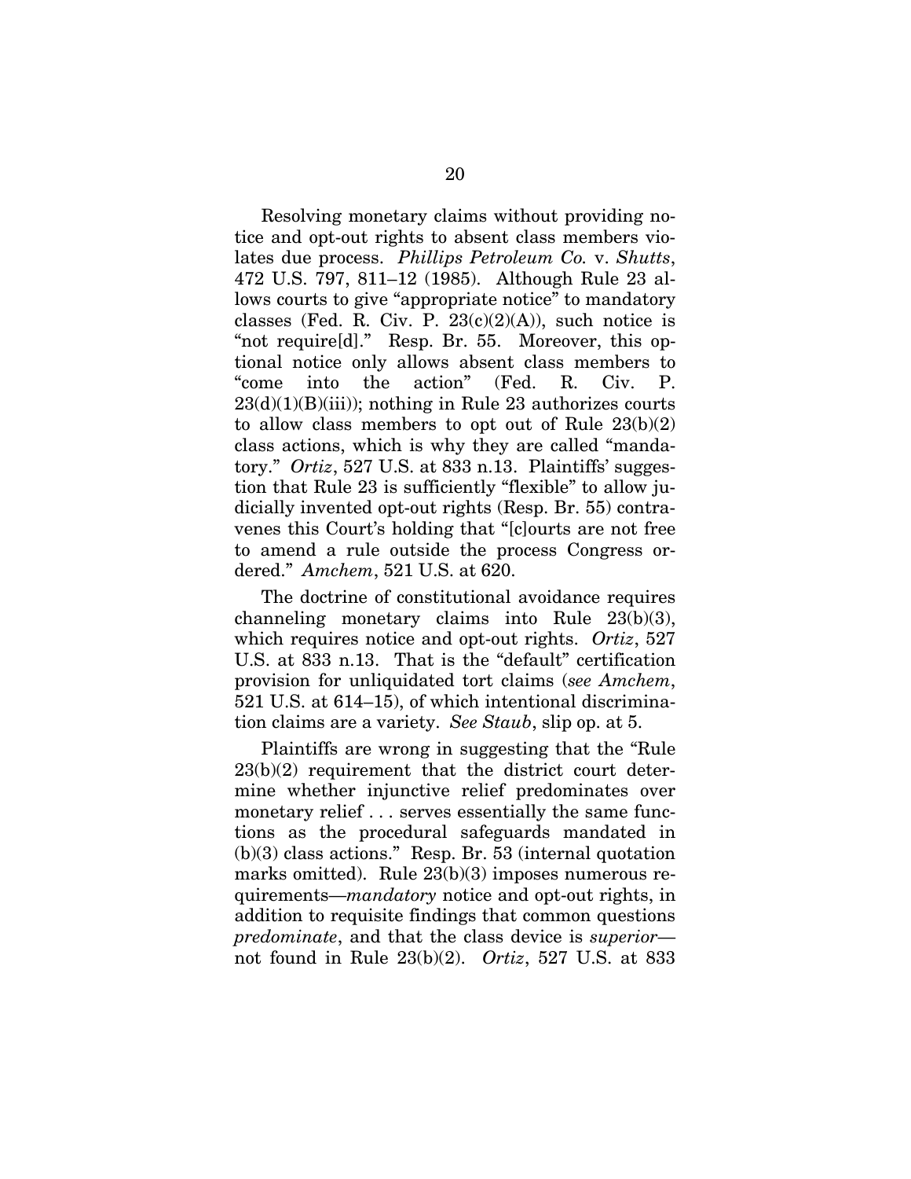Resolving monetary claims without providing notice and opt-out rights to absent class members violates due process. *Phillips Petroleum Co.* v. *Shutts*, 472 U.S. 797, 811–12 (1985). Although Rule 23 allows courts to give "appropriate notice" to mandatory classes (Fed. R. Civ. P. 23(c)(2)(A)), such notice is "not require[d]." Resp. Br. 55. Moreover, this optional notice only allows absent class members to "come into the action" (Fed. R. Civ. P. 23(d)(1)(B)(iii)); nothing in Rule 23 authorizes courts to allow class members to opt out of Rule 23(b)(2) class actions, which is why they are called "mandatory." *Ortiz*, 527 U.S. at 833 n.13. Plaintiffs' suggestion that Rule 23 is sufficiently "flexible" to allow judicially invented opt-out rights (Resp. Br. 55) contravenes this Court's holding that "[c]ourts are not free to amend a rule outside the process Congress ordered." *Amchem*, 521 U.S. at 620.

The doctrine of constitutional avoidance requires channeling monetary claims into Rule 23(b)(3), which requires notice and opt-out rights. *Ortiz*, 527 U.S. at 833 n.13. That is the "default" certification provision for unliquidated tort claims (*see Amchem*, 521 U.S. at 614–15), of which intentional discrimination claims are a variety. *See Staub*, slip op. at 5.

Plaintiffs are wrong in suggesting that the "Rule 23(b)(2) requirement that the district court determine whether injunctive relief predominates over monetary relief . . . serves essentially the same functions as the procedural safeguards mandated in (b)(3) class actions." Resp. Br. 53 (internal quotation marks omitted). Rule 23(b)(3) imposes numerous requirements—*mandatory* notice and opt-out rights, in addition to requisite findings that common questions *predominate*, and that the class device is *superior*—not found in Rule 23(b)(2). *Ortiz*, 527 U.S. at 833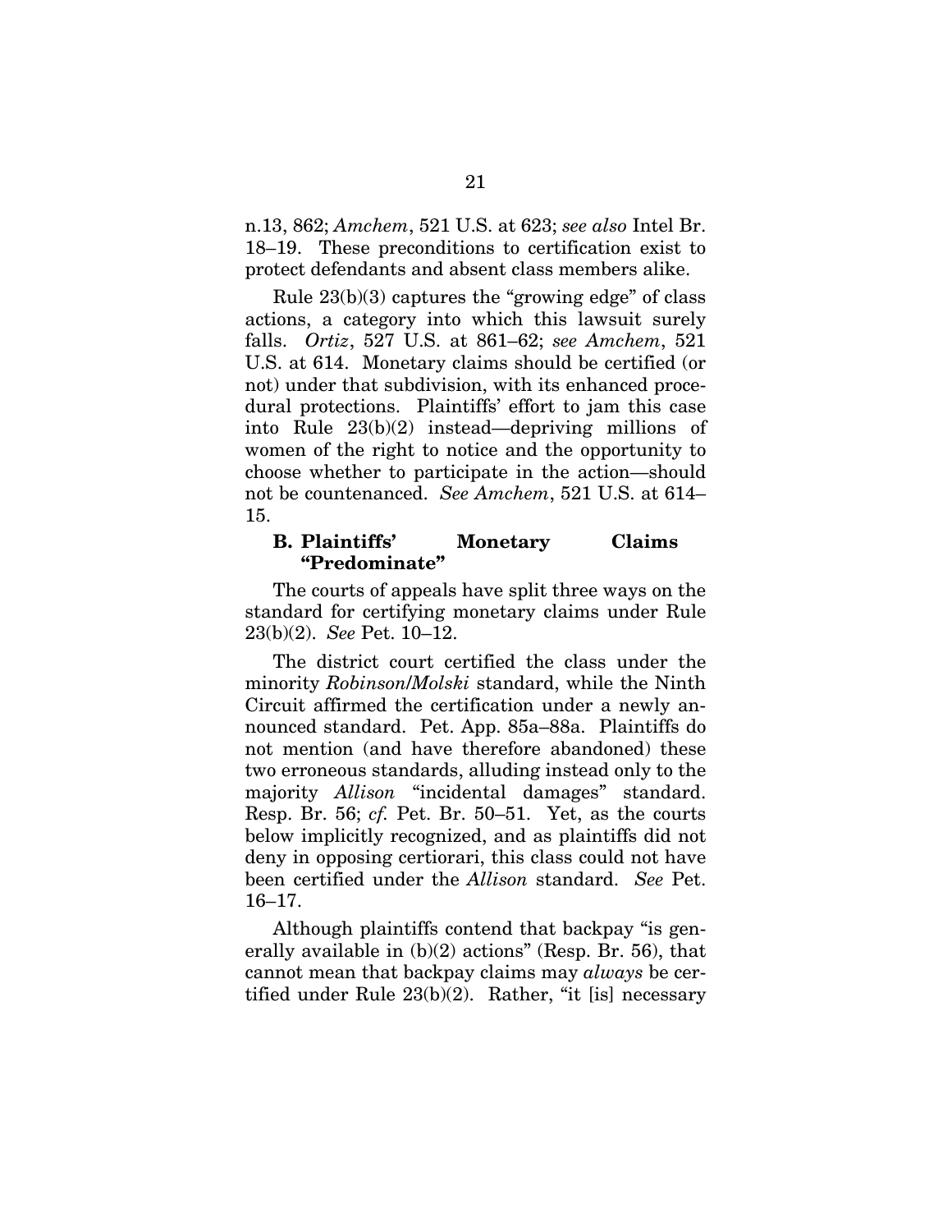n.13, 862; *Amchem*, 521 U.S. at 623; *see also* Intel Br. 18–19. These preconditions to certification exist to protect defendants and absent class members alike.

Rule 23(b)(3) captures the "growing edge" of class actions, a category into which this lawsuit surely falls. *Ortiz*, 527 U.S. at 861–62; *see Amchem*, 521 U.S. at 614. Monetary claims should be certified (or not) under that subdivision, with its enhanced procedural protections. Plaintiffs' effort to jam this case into Rule 23(b)(2) instead—depriving millions of women of the right to notice and the opportunity to choose whether to participate in the action—should not be countenanced. *See Amchem*, 521 U.S. at 614–15.

### B. Plaintiffs' Monetary Claims "Predominate"

The courts of appeals have split three ways on the standard for certifying monetary claims under Rule 23(b)(2). *See* Pet. 10–12.

The district court certified the class under the minority *Robinson/Molski* standard, while the Ninth Circuit affirmed the certification under a newly announced standard. Pet. App. 85a–88a. Plaintiffs do not mention (and have therefore abandoned) these two erroneous standards, alluding instead only to the majority *Allison* "incidental damages" standard. Resp. Br. 56; *cf.* Pet. Br. 50–51. Yet, as the courts below implicitly recognized, and as plaintiffs did not deny in opposing certiorari, this class could not have been certified under the *Allison* standard. *See* Pet. 16–17.

Although plaintiffs contend that backpay "is generally available in (b)(2) actions" (Resp. Br. 56), that cannot mean that backpay claims may *always* be certified under Rule 23(b)(2). Rather, "it [is] necessary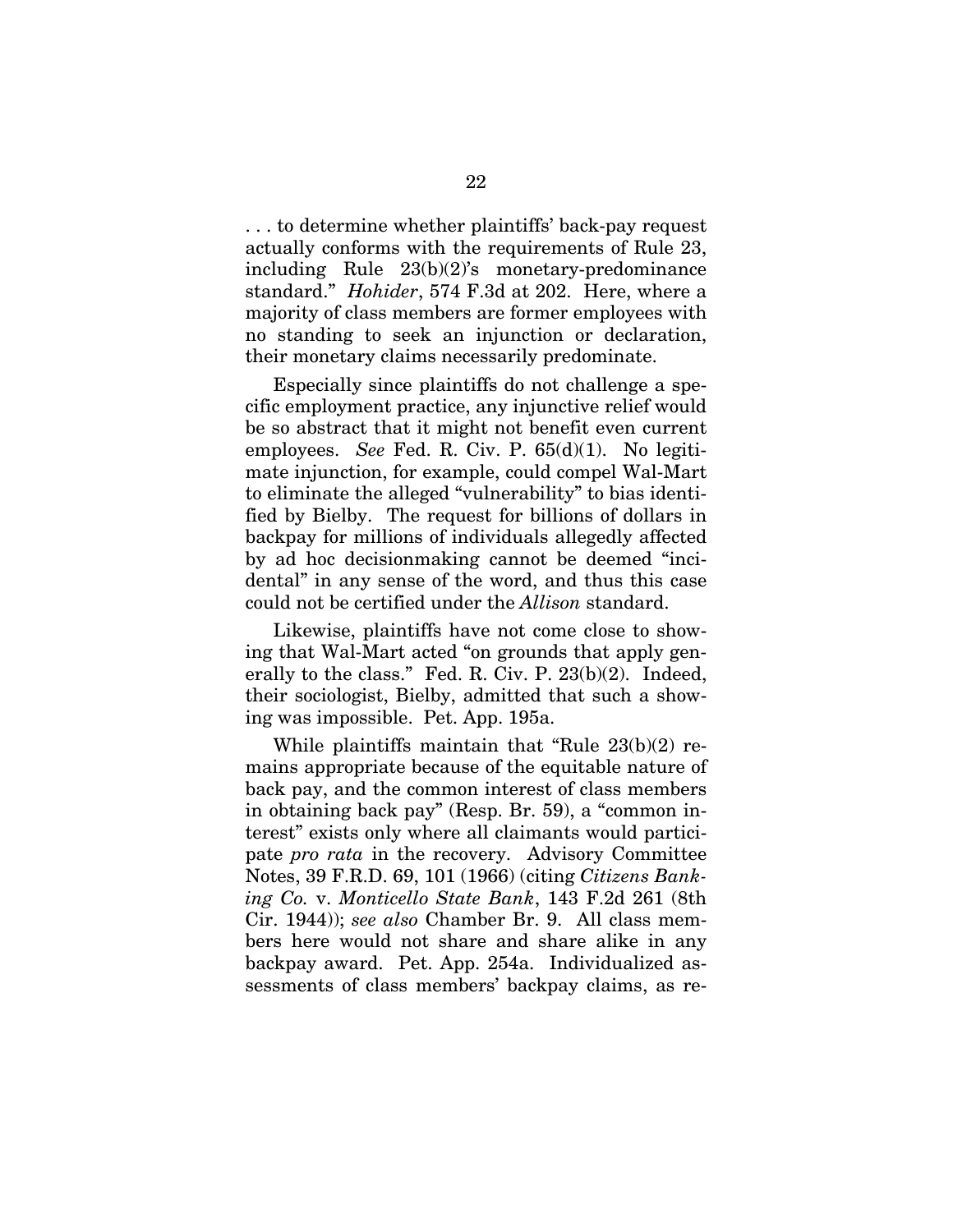. . . to determine whether plaintiffs' back-pay request actually conforms with the requirements of Rule 23, including Rule 23(b)(2)'s monetary-predominance standard." *Hohider*, 574 F.3d at 202. Here, where a majority of class members are former employees with no standing to seek an injunction or declaration, their monetary claims necessarily predominate.

Especially since plaintiffs do not challenge a specific employment practice, any injunctive relief would be so abstract that it might not benefit even current employees. *See* Fed. R. Civ. P. 65(d)(1). No legitimate injunction, for example, could compel Wal-Mart to eliminate the alleged "vulnerability" to bias identified by Bielby. The request for billions of dollars in backpay for millions of individuals allegedly affected by ad hoc decisionmaking cannot be deemed "incidental" in any sense of the word, and thus this case could not be certified under the *Allison* standard.

Likewise, plaintiffs have not come close to showing that Wal-Mart acted "on grounds that apply generally to the class." Fed. R. Civ. P. 23(b)(2). Indeed, their sociologist, Bielby, admitted that such a showing was impossible. Pet. App. 195a.

While plaintiffs maintain that "Rule 23(b)(2) remains appropriate because of the equitable nature of back pay, and the common interest of class members in obtaining back pay" (Resp. Br. 59), a "common interest" exists only where all claimants would participate *pro rata* in the recovery. Advisory Committee Notes, 39 F.R.D. 69, 101 (1966) (citing *Citizens Banking Co.* v. *Monticello State Bank*, 143 F.2d 261 (8th Cir. 1944)); *see also* Chamber Br. 9. All class members here would not share and share alike in any backpay award. Pet. App. 254a. Individualized assessments of class members' backpay claims, as re-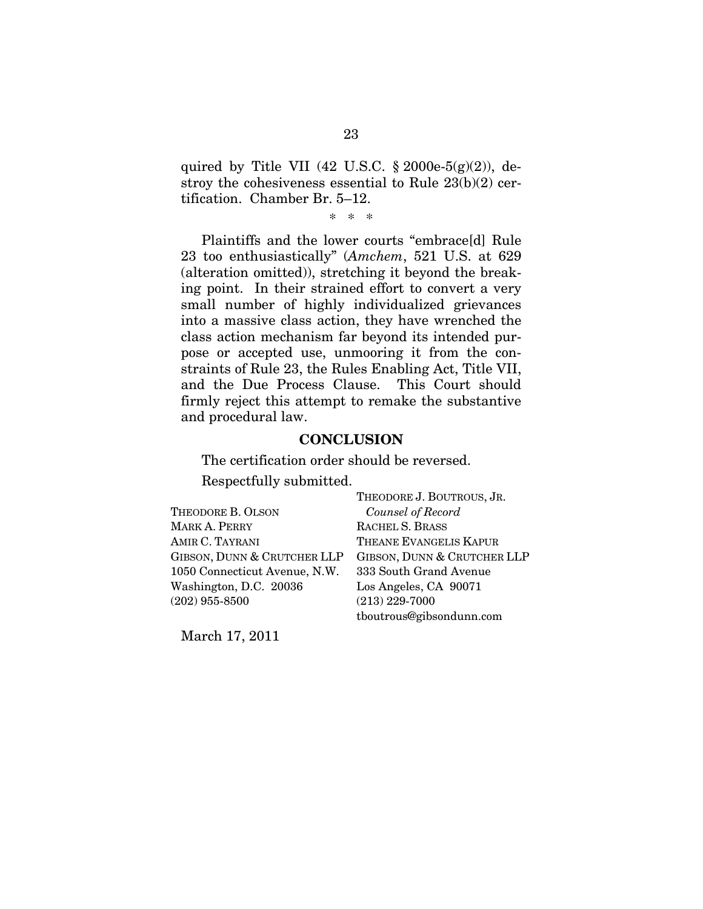quired by Title VII (42 U.S.C. § 2000e-5(g)(2)), destroy the cohesiveness essential to Rule 23(b)(2) certification. Chamber Br. 5–12.

\* \* \*

Plaintiffs and the lower courts "embrace[d] Rule 23 too enthusiastically" (*Amchem*, 521 U.S. at 629 (alteration omitted)), stretching it beyond the breaking point. In their strained effort to convert a very small number of highly individualized grievances into a massive class action, they have wrenched the class action mechanism far beyond its intended purpose or accepted use, unmooring it from the constraints of Rule 23, the Rules Enabling Act, Title VII, and the Due Process Clause. This Court should firmly reject this attempt to remake the substantive and procedural law.

## CONCLUSION

The certification order should be reversed.

Respectfully submitted.

THEODORE B. OLSON
MARK A. PERRY
AMIR C. TAYRANI
GIBSON, DUNN & CRUTCHER LLP
1050 Connecticut Avenue, N.W.
Washington, D.C. 20036
(202) 955-8500

THEODORE J. BOUTROUS, JR.
*Counsel of Record*
RACHEL S. BRASS
THEANE EVANGELIS KAPUR
GIBSON, DUNN & CRUTCHER LLP
333 South Grand Avenue
Los Angeles, CA 90071
(213) 229-7000
tboutrous@gibsondunn.com

March 17, 2011